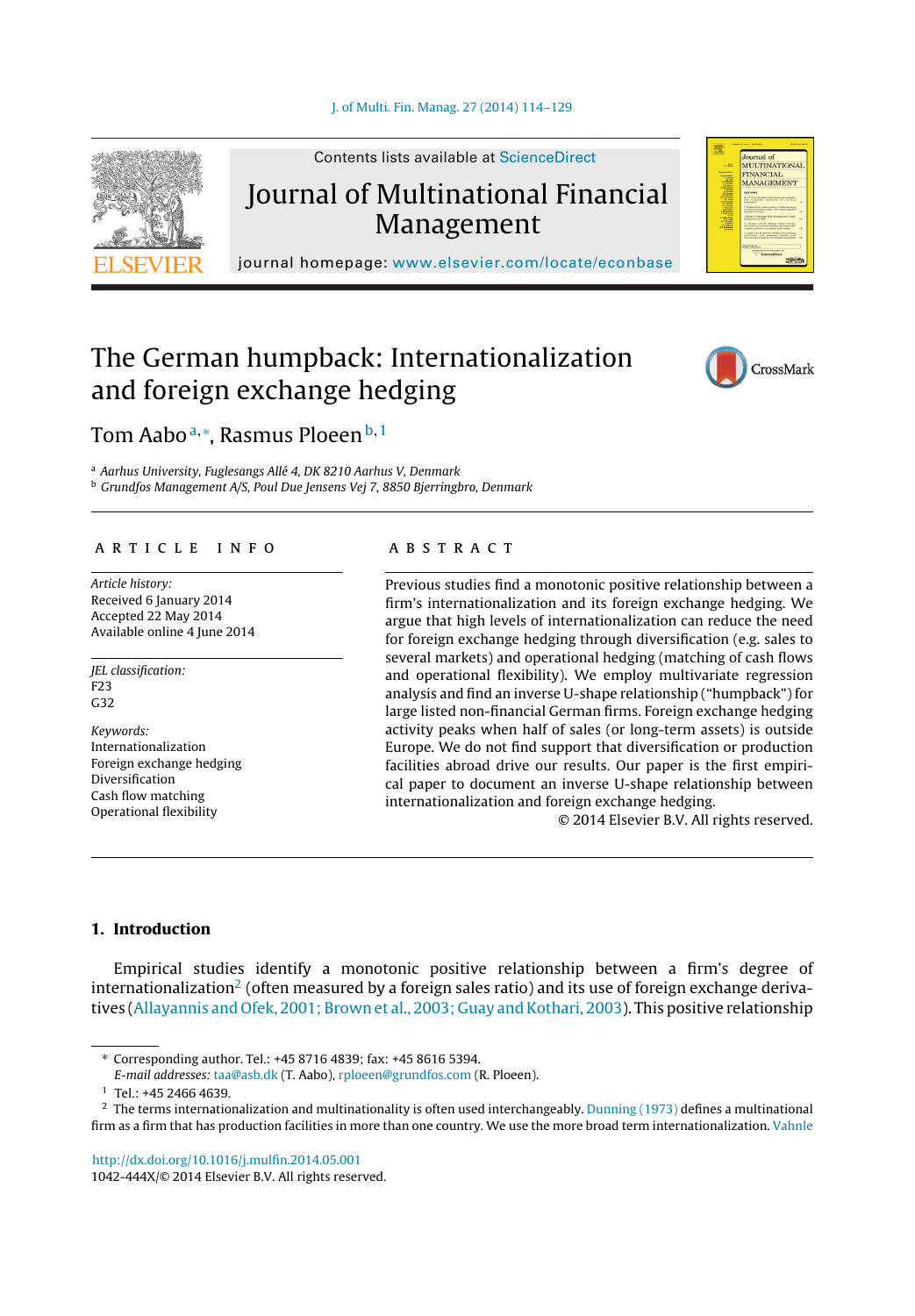# The German humpback: Internationalization and foreign exchange hedging

Tom Aabo[a,*], Rasmus Ploeen[b,1]

[a] Aarhus University, Fuglesangs Allé 4, DK 8210 Aarhus V, Denmark

[b] Grundfos Management A/S, Poul Due Jensens Vej 7, 8850 Bjerringbro, Denmark

## ARTICLE INFO

*Article history:*
Received 6 January 2014
Accepted 22 May 2014
Available online 4 June 2014

*JEL classification:*
F23
G32

*Keywords:*
Internationalization
Foreign exchange hedging
Diversification
Cash flow matching
Operational flexibility

## ABSTRACT

Previous studies find a monotonic positive relationship between a firm's internationalization and its foreign exchange hedging. We argue that high levels of internationalization can reduce the need for foreign exchange hedging through diversification (e.g. sales to several markets) and operational hedging (matching of cash flows and operational flexibility). We employ multivariate regression analysis and find an inverse U-shape relationship ("humpback") for large listed non-financial German firms. Foreign exchange hedging activity peaks when half of sales (or long-term assets) is outside Europe. We do not find support that diversification or production facilities abroad drive our results. Our paper is the first empirical paper to document an inverse U-shape relationship between internationalization and foreign exchange hedging.

© 2014 Elsevier B.V. All rights reserved.

## 1. Introduction

Empirical studies identify a monotonic positive relationship between a firm's degree of internationalization[2] (often measured by a foreign sales ratio) and its use of foreign exchange derivatives (Allayannis and Ofek, 2001; Brown et al., 2003; Guay and Kothari, 2003). This positive relationship

---

\* Corresponding author. Tel.: +45 8716 4839; fax: +45 8616 5394.
*E-mail addresses:* taa@asb.dk (T. Aabo), rploeen@grundfos.com (R. Ploeen).

[1] Tel.: +45 2466 4639.

[2] The terms internationalization and multinationality is often used interchangeably. Dunning (1973) defines a multinational firm as a firm that has production facilities in more than one country. We use the more broad term internationalization. Vahnle

http://dx.doi.org/10.1016/j.mulfin.2014.05.001
1042-444X/© 2014 Elsevier B.V. All rights reserved.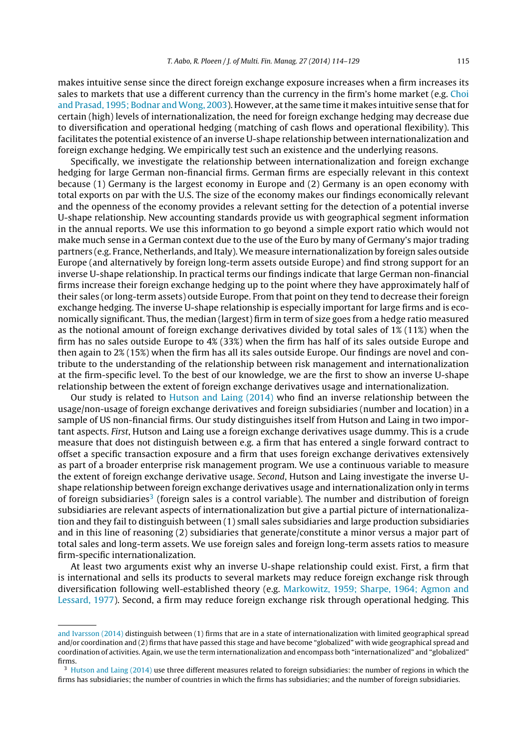makes intuitive sense since the direct foreign exchange exposure increases when a firm increases its sales to markets that use a different currency than the currency in the firm's home market (e.g. Choi and Prasad, 1995; Bodnar and Wong, 2003). However, at the same time it makes intuitive sense that for certain (high) levels of internationalization, the need for foreign exchange hedging may decrease due to diversification and operational hedging (matching of cash flows and operational flexibility). This facilitates the potential existence of an inverse U-shape relationship between internationalization and foreign exchange hedging. We empirically test such an existence and the underlying reasons.

Specifically, we investigate the relationship between internationalization and foreign exchange hedging for large German non-financial firms. German firms are especially relevant in this context because (1) Germany is the largest economy in Europe and (2) Germany is an open economy with total exports on par with the U.S. The size of the economy makes our findings economically relevant and the openness of the economy provides a relevant setting for the detection of a potential inverse U-shape relationship. New accounting standards provide us with geographical segment information in the annual reports. We use this information to go beyond a simple export ratio which would not make much sense in a German context due to the use of the Euro by many of Germany's major trading partners (e.g. France, Netherlands, and Italy). We measure internationalization by foreign sales outside Europe (and alternatively by foreign long-term assets outside Europe) and find strong support for an inverse U-shape relationship. In practical terms our findings indicate that large German non-financial firms increase their foreign exchange hedging up to the point where they have approximately half of their sales (or long-term assets) outside Europe. From that point on they tend to decrease their foreign exchange hedging. The inverse U-shape relationship is especially important for large firms and is economically significant. Thus, the median (largest) firm in term of size goes from a hedge ratio measured as the notional amount of foreign exchange derivatives divided by total sales of 1% (11%) when the firm has no sales outside Europe to 4% (33%) when the firm has half of its sales outside Europe and then again to 2% (15%) when the firm has all its sales outside Europe. Our findings are novel and contribute to the understanding of the relationship between risk management and internationalization at the firm-specific level. To the best of our knowledge, we are the first to show an inverse U-shape relationship between the extent of foreign exchange derivatives usage and internationalization.

Our study is related to Hutson and Laing (2014) who find an inverse relationship between the usage/non-usage of foreign exchange derivatives and foreign subsidiaries (number and location) in a sample of US non-financial firms. Our study distinguishes itself from Hutson and Laing in two important aspects. *First*, Hutson and Laing use a foreign exchange derivatives usage dummy. This is a crude measure that does not distinguish between e.g. a firm that has entered a single forward contract to offset a specific transaction exposure and a firm that uses foreign exchange derivatives extensively as part of a broader enterprise risk management program. We use a continuous variable to measure the extent of foreign exchange derivative usage. *Second*, Hutson and Laing investigate the inverse U-shape relationship between foreign exchange derivatives usage and internationalization only in terms of foreign subsidiaries[3] (foreign sales is a control variable). The number and distribution of foreign subsidiaries are relevant aspects of internationalization but give a partial picture of internationalization and they fail to distinguish between (1) small sales subsidiaries and large production subsidiaries and in this line of reasoning (2) subsidiaries that generate/constitute a minor versus a major part of total sales and long-term assets. We use foreign sales and foreign long-term assets ratios to measure firm-specific internationalization.

At least two arguments exist why an inverse U-shape relationship could exist. First, a firm that is international and sells its products to several markets may reduce foreign exchange risk through diversification following well-established theory (e.g. Markowitz, 1959; Sharpe, 1964; Agmon and Lessard, 1977). Second, a firm may reduce foreign exchange risk through operational hedging. This

and Ivarsson (2014) distinguish between (1) firms that are in a state of internationalization with limited geographical spread and/or coordination and (2) firms that have passed this stage and have become "globalized" with wide geographical spread and coordination of activities. Again, we use the term internationalization and encompass both "internationalized" and "globalized" firms.

[3] Hutson and Laing (2014) use three different measures related to foreign subsidiaries: the number of regions in which the firms has subsidiaries; the number of countries in which the firms has subsidiaries; and the number of foreign subsidiaries.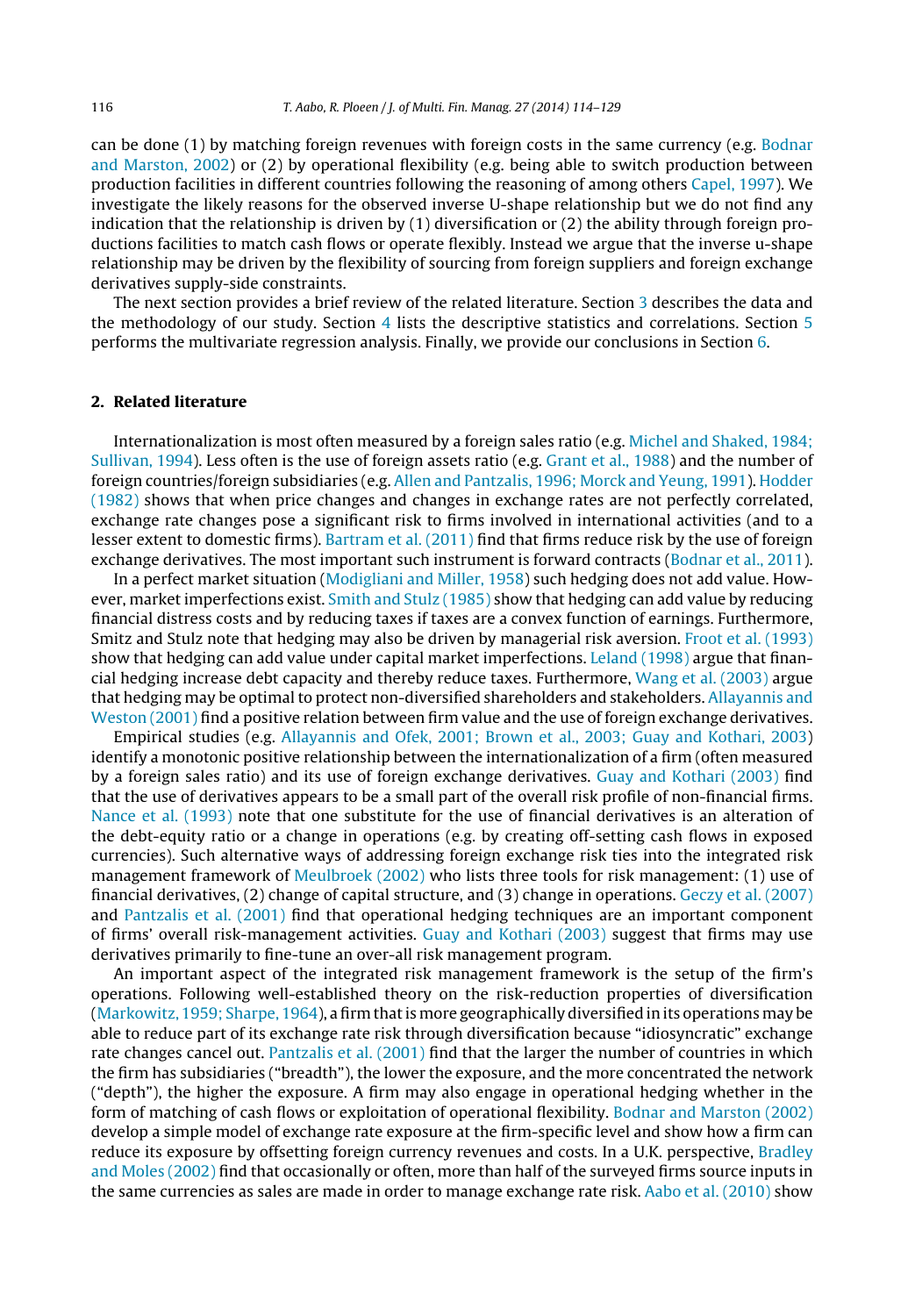can be done (1) by matching foreign revenues with foreign costs in the same currency (e.g. Bodnar and Marston, 2002) or (2) by operational flexibility (e.g. being able to switch production between production facilities in different countries following the reasoning of among others Capel, 1997). We investigate the likely reasons for the observed inverse U-shape relationship but we do not find any indication that the relationship is driven by (1) diversification or (2) the ability through foreign productions facilities to match cash flows or operate flexibly. Instead we argue that the inverse u-shape relationship may be driven by the flexibility of sourcing from foreign suppliers and foreign exchange derivatives supply-side constraints.

The next section provides a brief review of the related literature. Section 3 describes the data and the methodology of our study. Section 4 lists the descriptive statistics and correlations. Section 5 performs the multivariate regression analysis. Finally, we provide our conclusions in Section 6.

## 2. Related literature

Internationalization is most often measured by a foreign sales ratio (e.g. Michel and Shaked, 1984; Sullivan, 1994). Less often is the use of foreign assets ratio (e.g. Grant et al., 1988) and the number of foreign countries/foreign subsidiaries (e.g. Allen and Pantzalis, 1996; Morck and Yeung, 1991). Hodder (1982) shows that when price changes and changes in exchange rates are not perfectly correlated, exchange rate changes pose a significant risk to firms involved in international activities (and to a lesser extent to domestic firms). Bartram et al. (2011) find that firms reduce risk by the use of foreign exchange derivatives. The most important such instrument is forward contracts (Bodnar et al., 2011).

In a perfect market situation (Modigliani and Miller, 1958) such hedging does not add value. However, market imperfections exist. Smith and Stulz (1985) show that hedging can add value by reducing financial distress costs and by reducing taxes if taxes are a convex function of earnings. Furthermore, Smitz and Stulz note that hedging may also be driven by managerial risk aversion. Froot et al. (1993) show that hedging can add value under capital market imperfections. Leland (1998) argue that financial hedging increase debt capacity and thereby reduce taxes. Furthermore, Wang et al. (2003) argue that hedging may be optimal to protect non-diversified shareholders and stakeholders. Allayannis and Weston (2001) find a positive relation between firm value and the use of foreign exchange derivatives.

Empirical studies (e.g. Allayannis and Ofek, 2001; Brown et al., 2003; Guay and Kothari, 2003) identify a monotonic positive relationship between the internationalization of a firm (often measured by a foreign sales ratio) and its use of foreign exchange derivatives. Guay and Kothari (2003) find that the use of derivatives appears to be a small part of the overall risk profile of non-financial firms. Nance et al. (1993) note that one substitute for the use of financial derivatives is an alteration of the debt-equity ratio or a change in operations (e.g. by creating off-setting cash flows in exposed currencies). Such alternative ways of addressing foreign exchange risk ties into the integrated risk management framework of Meulbroek (2002) who lists three tools for risk management: (1) use of financial derivatives, (2) change of capital structure, and (3) change in operations. Geczy et al. (2007) and Pantzalis et al. (2001) find that operational hedging techniques are an important component of firms' overall risk-management activities. Guay and Kothari (2003) suggest that firms may use derivatives primarily to fine-tune an over-all risk management program.

An important aspect of the integrated risk management framework is the setup of the firm's operations. Following well-established theory on the risk-reduction properties of diversification (Markowitz, 1959; Sharpe, 1964), a firm that is more geographically diversified in its operations may be able to reduce part of its exchange rate risk through diversification because "idiosyncratic" exchange rate changes cancel out. Pantzalis et al. (2001) find that the larger the number of countries in which the firm has subsidiaries ("breadth"), the lower the exposure, and the more concentrated the network ("depth"), the higher the exposure. A firm may also engage in operational hedging whether in the form of matching of cash flows or exploitation of operational flexibility. Bodnar and Marston (2002) develop a simple model of exchange rate exposure at the firm-specific level and show how a firm can reduce its exposure by offsetting foreign currency revenues and costs. In a U.K. perspective, Bradley and Moles (2002) find that occasionally or often, more than half of the surveyed firms source inputs in the same currencies as sales are made in order to manage exchange rate risk. Aabo et al. (2010) show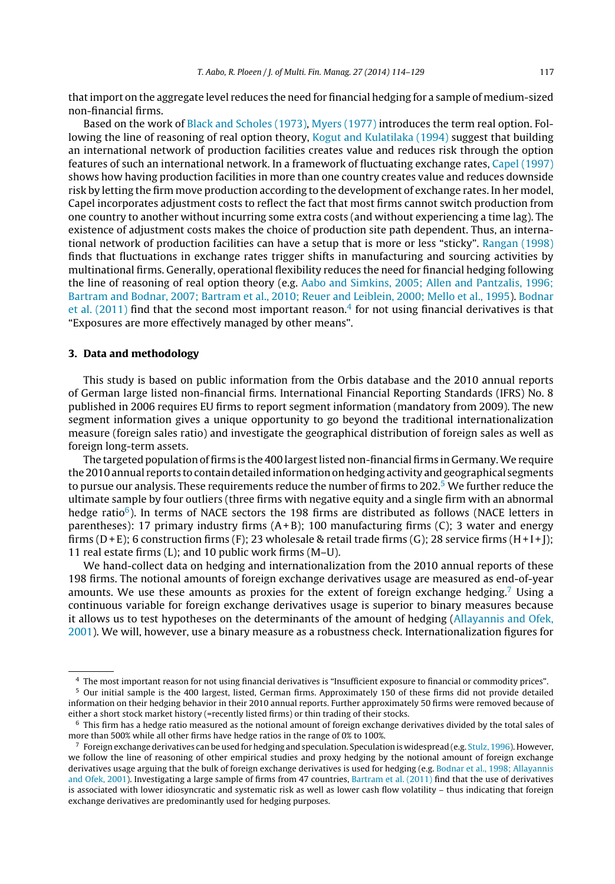that import on the aggregate level reduces the need for financial hedging for a sample of medium-sized non-financial firms.

Based on the work of Black and Scholes (1973), Myers (1977) introduces the term real option. Following the line of reasoning of real option theory, Kogut and Kulatilaka (1994) suggest that building an international network of production facilities creates value and reduces risk through the option features of such an international network. In a framework of fluctuating exchange rates, Capel (1997) shows how having production facilities in more than one country creates value and reduces downside risk by letting the firm move production according to the development of exchange rates. In her model, Capel incorporates adjustment costs to reflect the fact that most firms cannot switch production from one country to another without incurring some extra costs (and without experiencing a time lag). The existence of adjustment costs makes the choice of production site path dependent. Thus, an international network of production facilities can have a setup that is more or less "sticky". Rangan (1998) finds that fluctuations in exchange rates trigger shifts in manufacturing and sourcing activities by multinational firms. Generally, operational flexibility reduces the need for financial hedging following the line of reasoning of real option theory (e.g. Aabo and Simkins, 2005; Allen and Pantzalis, 1996; Bartram and Bodnar, 2007; Bartram et al., 2010; Reuer and Leiblein, 2000; Mello et al., 1995). Bodnar et al. (2011) find that the second most important reason.[4] for not using financial derivatives is that "Exposures are more effectively managed by other means".

## 3. Data and methodology

This study is based on public information from the Orbis database and the 2010 annual reports of German large listed non-financial firms. International Financial Reporting Standards (IFRS) No. 8 published in 2006 requires EU firms to report segment information (mandatory from 2009). The new segment information gives a unique opportunity to go beyond the traditional internationalization measure (foreign sales ratio) and investigate the geographical distribution of foreign sales as well as foreign long-term assets.

The targeted population of firms is the 400 largest listed non-financial firms in Germany. We require the 2010 annual reports to contain detailed information on hedging activity and geographical segments to pursue our analysis. These requirements reduce the number of firms to 202.[5] We further reduce the ultimate sample by four outliers (three firms with negative equity and a single firm with an abnormal hedge ratio[6]). In terms of NACE sectors the 198 firms are distributed as follows (NACE letters in parentheses): 17 primary industry firms (A + B); 100 manufacturing firms (C); 3 water and energy firms (D + E); 6 construction firms (F); 23 wholesale & retail trade firms (G); 28 service firms (H + I + J); 11 real estate firms (L); and 10 public work firms (M–U).

We hand-collect data on hedging and internationalization from the 2010 annual reports of these 198 firms. The notional amounts of foreign exchange derivatives usage are measured as end-of-year amounts. We use these amounts as proxies for the extent of foreign exchange hedging.[7] Using a continuous variable for foreign exchange derivatives usage is superior to binary measures because it allows us to test hypotheses on the determinants of the amount of hedging (Allayannis and Ofek, 2001). We will, however, use a binary measure as a robustness check. Internationalization figures for

---

[4] The most important reason for not using financial derivatives is "Insufficient exposure to financial or commodity prices".

[5] Our initial sample is the 400 largest, listed, German firms. Approximately 150 of these firms did not provide detailed information on their hedging behavior in their 2010 annual reports. Further approximately 50 firms were removed because of either a short stock market history (=recently listed firms) or thin trading of their stocks.

[6] This firm has a hedge ratio measured as the notional amount of foreign exchange derivatives divided by the total sales of more than 500% while all other firms have hedge ratios in the range of 0% to 100%.

[7] Foreign exchange derivatives can be used for hedging and speculation. Speculation is widespread (e.g. Stulz, 1996). However, we follow the line of reasoning of other empirical studies and proxy hedging by the notional amount of foreign exchange derivatives usage arguing that the bulk of foreign exchange derivatives is used for hedging (e.g. Bodnar et al., 1998; Allayannis and Ofek, 2001). Investigating a large sample of firms from 47 countries, Bartram et al. (2011) find that the use of derivatives is associated with lower idiosyncratic and systematic risk as well as lower cash flow volatility – thus indicating that foreign exchange derivatives are predominantly used for hedging purposes.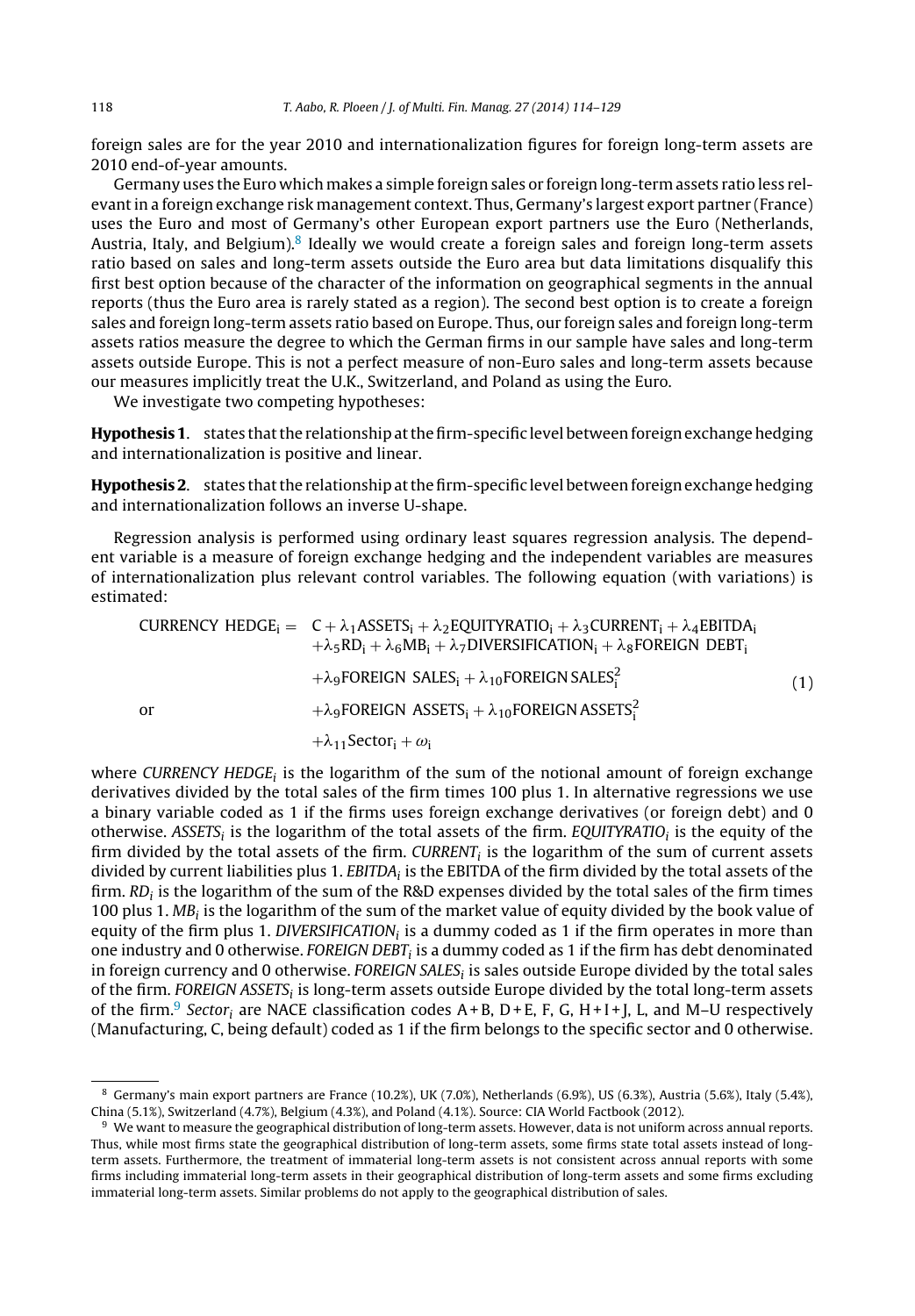foreign sales are for the year 2010 and internationalization figures for foreign long-term assets are 2010 end-of-year amounts.

Germany uses the Euro which makes a simple foreign sales or foreign long-term assets ratio less relevant in a foreign exchange risk management context. Thus, Germany's largest export partner (France) uses the Euro and most of Germany's other European export partners use the Euro (Netherlands, Austria, Italy, and Belgium).[8] Ideally we would create a foreign sales and foreign long-term assets ratio based on sales and long-term assets outside the Euro area but data limitations disqualify this first best option because of the character of the information on geographical segments in the annual reports (thus the Euro area is rarely stated as a region). The second best option is to create a foreign sales and foreign long-term assets ratio based on Europe. Thus, our foreign sales and foreign long-term assets ratios measure the degree to which the German firms in our sample have sales and long-term assets outside Europe. This is not a perfect measure of non-Euro sales and long-term assets because our measures implicitly treat the U.K., Switzerland, and Poland as using the Euro.

We investigate two competing hypotheses:

**Hypothesis 1**. states that the relationship at the firm-specific level between foreign exchange hedging and internationalization is positive and linear.

**Hypothesis 2**. states that the relationship at the firm-specific level between foreign exchange hedging and internationalization follows an inverse U-shape.

Regression analysis is performed using ordinary least squares regression analysis. The dependent variable is a measure of foreign exchange hedging and the independent variables are measures of internationalization plus relevant control variables. The following equation (with variations) is estimated:

$$
\begin{aligned}
\text{CURRENCY HEDGE}_i = \; & C + \lambda_1 \text{ASSETS}_i + \lambda_2 \text{EQUITYRATIO}_i + \lambda_3 \text{CURRENT}_i + \lambda_4 \text{EBITDA}_i \\
& + \lambda_5 \text{RD}_i + \lambda_6 \text{MB}_i + \lambda_7 \text{DIVERSIFICATION}_i + \lambda_8 \text{FOREIGN DEBT}_i \\
& + \lambda_9 \text{FOREIGN SALES}_i + \lambda_{10} \text{FOREIGN SALES}_i^2 \\
\text{or} \quad & + \lambda_9 \text{FOREIGN ASSETS}_i + \lambda_{10} \text{FOREIGN ASSETS}_i^2 \\
& + \lambda_{11} \text{Sector}_i + \omega_i
\end{aligned}
\tag{1}
$$

where *CURRENCY HEDGE*$_i$ is the logarithm of the sum of the notional amount of foreign exchange derivatives divided by the total sales of the firm times 100 plus 1. In alternative regressions we use a binary variable coded as 1 if the firms uses foreign exchange derivatives (or foreign debt) and 0 otherwise. *ASSETS*$_i$ is the logarithm of the total assets of the firm. *EQUITYRATIO*$_i$ is the equity of the firm divided by the total assets of the firm. *CURRENT*$_i$ is the logarithm of the sum of current assets divided by current liabilities plus 1. *EBITDA*$_i$ is the EBITDA of the firm divided by the total assets of the firm. *RD*$_i$ is the logarithm of the sum of the R&D expenses divided by the total sales of the firm times 100 plus 1. *MB*$_i$ is the logarithm of the sum of the market value of equity divided by the book value of equity of the firm plus 1. *DIVERSIFICATION*$_i$ is a dummy coded as 1 if the firm operates in more than one industry and 0 otherwise. *FOREIGN DEBT*$_i$ is a dummy coded as 1 if the firm has debt denominated in foreign currency and 0 otherwise. *FOREIGN SALES*$_i$ is sales outside Europe divided by the total sales of the firm. *FOREIGN ASSETS*$_i$ is long-term assets outside Europe divided by the total long-term assets of the firm.[9] *Sector*$_i$ are NACE classification codes A + B, D + E, F, G, H + I + J, L, and M–U respectively (Manufacturing, C, being default) coded as 1 if the firm belongs to the specific sector and 0 otherwise.

---

[8] Germany's main export partners are France (10.2%), UK (7.0%), Netherlands (6.9%), US (6.3%), Austria (5.6%), Italy (5.4%), China (5.1%), Switzerland (4.7%), Belgium (4.3%), and Poland (4.1%). Source: CIA World Factbook (2012).

[9] We want to measure the geographical distribution of long-term assets. However, data is not uniform across annual reports. Thus, while most firms state the geographical distribution of long-term assets, some firms state total assets instead of long-term assets. Furthermore, the treatment of immaterial long-term assets is not consistent across annual reports with some firms including immaterial long-term assets in their geographical distribution of long-term assets and some firms excluding immaterial long-term assets. Similar problems do not apply to the geographical distribution of sales.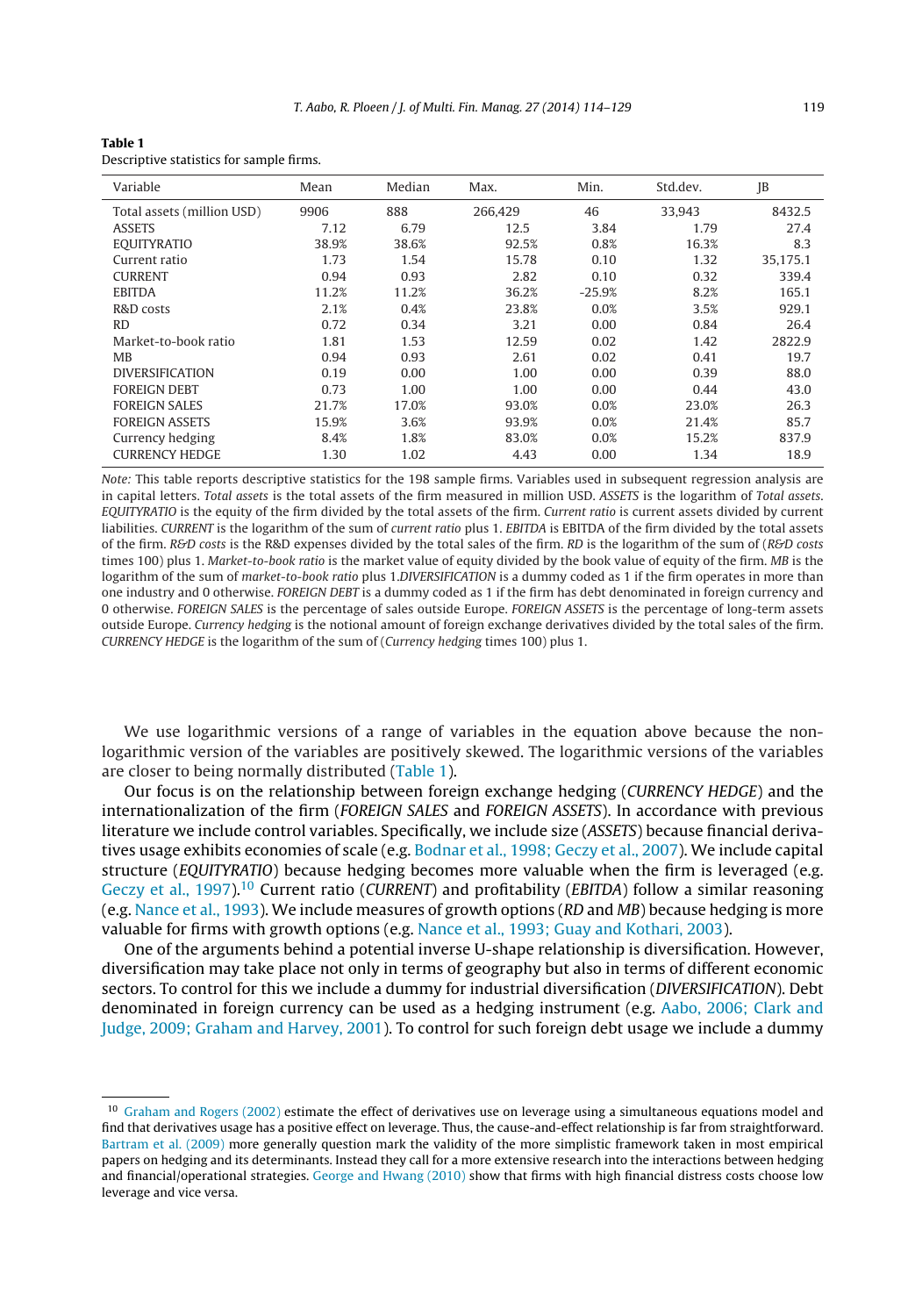**Table 1**
Descriptive statistics for sample firms.

| Variable | Mean | Median | Max. | Min. | Std.dev. | JB |
|---|---|---|---|---|---|---|
| Total assets (million USD) | 9906 | 888 | 266,429 | 46 | 33,943 | 8432.5 |
| ASSETS | 7.12 | 6.79 | 12.5 | 3.84 | 1.79 | 27.4 |
| EQUITYRATIO | 38.9% | 38.6% | 92.5% | 0.8% | 16.3% | 8.3 |
| Current ratio | 1.73 | 1.54 | 15.78 | 0.10 | 1.32 | 35,175.1 |
| CURRENT | 0.94 | 0.93 | 2.82 | 0.10 | 0.32 | 339.4 |
| EBITDA | 11.2% | 11.2% | 36.2% | -25.9% | 8.2% | 165.1 |
| R&D costs | 2.1% | 0.4% | 23.8% | 0.0% | 3.5% | 929.1 |
| RD | 0.72 | 0.34 | 3.21 | 0.00 | 0.84 | 26.4 |
| Market-to-book ratio | 1.81 | 1.53 | 12.59 | 0.02 | 1.42 | 2822.9 |
| MB | 0.94 | 0.93 | 2.61 | 0.02 | 0.41 | 19.7 |
| DIVERSIFICATION | 0.19 | 0.00 | 1.00 | 0.00 | 0.39 | 88.0 |
| FOREIGN DEBT | 0.73 | 1.00 | 1.00 | 0.00 | 0.44 | 43.0 |
| FOREIGN SALES | 21.7% | 17.0% | 93.0% | 0.0% | 23.0% | 26.3 |
| FOREIGN ASSETS | 15.9% | 3.6% | 93.9% | 0.0% | 21.4% | 85.7 |
| Currency hedging | 8.4% | 1.8% | 83.0% | 0.0% | 15.2% | 837.9 |
| CURRENCY HEDGE | 1.30 | 1.02 | 4.43 | 0.00 | 1.34 | 18.9 |

*Note:* This table reports descriptive statistics for the 198 sample firms. Variables used in subsequent regression analysis are in capital letters. *Total assets* is the total assets of the firm measured in million USD. *ASSETS* is the logarithm of *Total assets*. *EQUITYRATIO* is the equity of the firm divided by the total assets of the firm. *Current ratio* is current assets divided by current liabilities. *CURRENT* is the logarithm of the sum of *current ratio* plus 1. *EBITDA* is EBITDA of the firm divided by the total assets of the firm. *R&D costs* is the R&D expenses divided by the total sales of the firm. *RD* is the logarithm of the sum of (*R&D costs* times 100) plus 1. *Market-to-book ratio* is the market value of equity divided by the book value of equity of the firm. *MB* is the logarithm of the sum of *market-to-book ratio* plus 1.*DIVERSIFICATION* is a dummy coded as 1 if the firm operates in more than one industry and 0 otherwise. *FOREIGN DEBT* is a dummy coded as 1 if the firm has debt denominated in foreign currency and 0 otherwise. *FOREIGN SALES* is the percentage of sales outside Europe. *FOREIGN ASSETS* is the percentage of long-term assets outside Europe. *Currency hedging* is the notional amount of foreign exchange derivatives divided by the total sales of the firm. *CURRENCY HEDGE* is the logarithm of the sum of (*Currency hedging* times 100) plus 1.

We use logarithmic versions of a range of variables in the equation above because the non-logarithmic version of the variables are positively skewed. The logarithmic versions of the variables are closer to being normally distributed (Table 1).

Our focus is on the relationship between foreign exchange hedging (*CURRENCY HEDGE*) and the internationalization of the firm (*FOREIGN SALES* and *FOREIGN ASSETS*). In accordance with previous literature we include control variables. Specifically, we include size (*ASSETS*) because financial derivatives usage exhibits economies of scale (e.g. Bodnar et al., 1998; Geczy et al., 2007). We include capital structure (*EQUITYRATIO*) because hedging becomes more valuable when the firm is leveraged (e.g. Geczy et al., 1997).[10] Current ratio (*CURRENT*) and profitability (*EBITDA*) follow a similar reasoning (e.g. Nance et al., 1993). We include measures of growth options (*RD* and *MB*) because hedging is more valuable for firms with growth options (e.g. Nance et al., 1993; Guay and Kothari, 2003).

One of the arguments behind a potential inverse U-shape relationship is diversification. However, diversification may take place not only in terms of geography but also in terms of different economic sectors. To control for this we include a dummy for industrial diversification (*DIVERSIFICATION*). Debt denominated in foreign currency can be used as a hedging instrument (e.g. Aabo, 2006; Clark and Judge, 2009; Graham and Harvey, 2001). To control for such foreign debt usage we include a dummy

[10] Graham and Rogers (2002) estimate the effect of derivatives use on leverage using a simultaneous equations model and find that derivatives usage has a positive effect on leverage. Thus, the cause-and-effect relationship is far from straightforward. Bartram et al. (2009) more generally question mark the validity of the more simplistic framework taken in most empirical papers on hedging and its determinants. Instead they call for a more extensive research into the interactions between hedging and financial/operational strategies. George and Hwang (2010) show that firms with high financial distress costs choose low leverage and vice versa.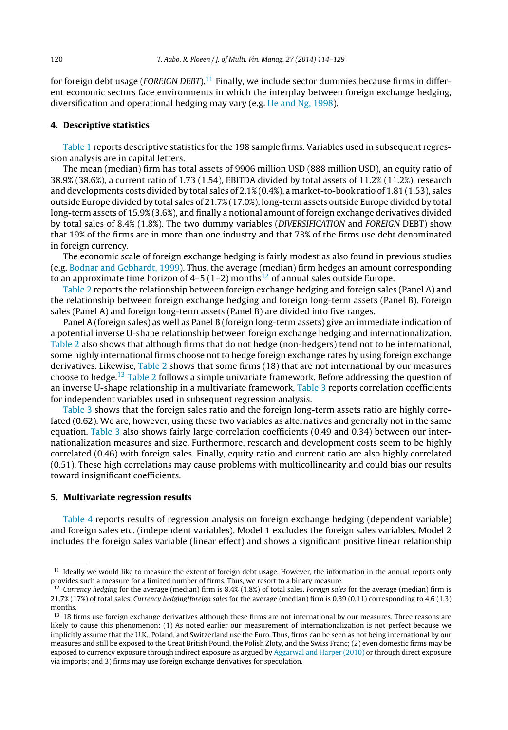for foreign debt usage (*FOREIGN DEBT*).[11] Finally, we include sector dummies because firms in different economic sectors face environments in which the interplay between foreign exchange hedging, diversification and operational hedging may vary (e.g. He and Ng, 1998).

## 4. Descriptive statistics

Table 1 reports descriptive statistics for the 198 sample firms. Variables used in subsequent regression analysis are in capital letters.

The mean (median) firm has total assets of 9906 million USD (888 million USD), an equity ratio of 38.9% (38.6%), a current ratio of 1.73 (1.54), EBITDA divided by total assets of 11.2% (11.2%), research and developments costs divided by total sales of 2.1% (0.4%), a market-to-book ratio of 1.81 (1.53), sales outside Europe divided by total sales of 21.7% (17.0%), long-term assets outside Europe divided by total long-term assets of 15.9% (3.6%), and finally a notional amount of foreign exchange derivatives divided by total sales of 8.4% (1.8%). The two dummy variables (*DIVERSIFICATION* and *FOREIGN* DEBT) show that 19% of the firms are in more than one industry and that 73% of the firms use debt denominated in foreign currency.

The economic scale of foreign exchange hedging is fairly modest as also found in previous studies (e.g. Bodnar and Gebhardt, 1999). Thus, the average (median) firm hedges an amount corresponding to an approximate time horizon of 4–5 (1–2) months[12] of annual sales outside Europe.

Table 2 reports the relationship between foreign exchange hedging and foreign sales (Panel A) and the relationship between foreign exchange hedging and foreign long-term assets (Panel B). Foreign sales (Panel A) and foreign long-term assets (Panel B) are divided into five ranges.

Panel A (foreign sales) as well as Panel B (foreign long-term assets) give an immediate indication of a potential inverse U-shape relationship between foreign exchange hedging and internationalization. Table 2 also shows that although firms that do not hedge (non-hedgers) tend not to be international, some highly international firms choose not to hedge foreign exchange rates by using foreign exchange derivatives. Likewise, Table 2 shows that some firms (18) that are not international by our measures choose to hedge.[13] Table 2 follows a simple univariate framework. Before addressing the question of an inverse U-shape relationship in a multivariate framework, Table 3 reports correlation coefficients for independent variables used in subsequent regression analysis.

Table 3 shows that the foreign sales ratio and the foreign long-term assets ratio are highly correlated (0.62). We are, however, using these two variables as alternatives and generally not in the same equation. Table 3 also shows fairly large correlation coefficients (0.49 and 0.34) between our internationalization measures and size. Furthermore, research and development costs seem to be highly correlated (0.46) with foreign sales. Finally, equity ratio and current ratio are also highly correlated (0.51). These high correlations may cause problems with multicollinearity and could bias our results toward insignificant coefficients.

## 5. Multivariate regression results

Table 4 reports results of regression analysis on foreign exchange hedging (dependent variable) and foreign sales etc. (independent variables). Model 1 excludes the foreign sales variables. Model 2 includes the foreign sales variable (linear effect) and shows a significant positive linear relationship

---

[11] Ideally we would like to measure the extent of foreign debt usage. However, the information in the annual reports only provides such a measure for a limited number of firms. Thus, we resort to a binary measure.

[12] *Currency hedging* for the average (median) firm is 8.4% (1.8%) of total sales. *Foreign sales* for the average (median) firm is 21.7% (17%) of total sales. *Currency hedging/foreign sales* for the average (median) firm is 0.39 (0.11) corresponding to 4.6 (1.3) months.

[13] 18 firms use foreign exchange derivatives although these firms are not international by our measures. Three reasons are likely to cause this phenomenon: (1) As noted earlier our measurement of internationalization is not perfect because we implicitly assume that the U.K., Poland, and Switzerland use the Euro. Thus, firms can be seen as not being international by our measures and still be exposed to the Great British Pound, the Polish Zloty, and the Swiss Franc; (2) even domestic firms may be exposed to currency exposure through indirect exposure as argued by Aggarwal and Harper (2010) or through direct exposure via imports; and 3) firms may use foreign exchange derivatives for speculation.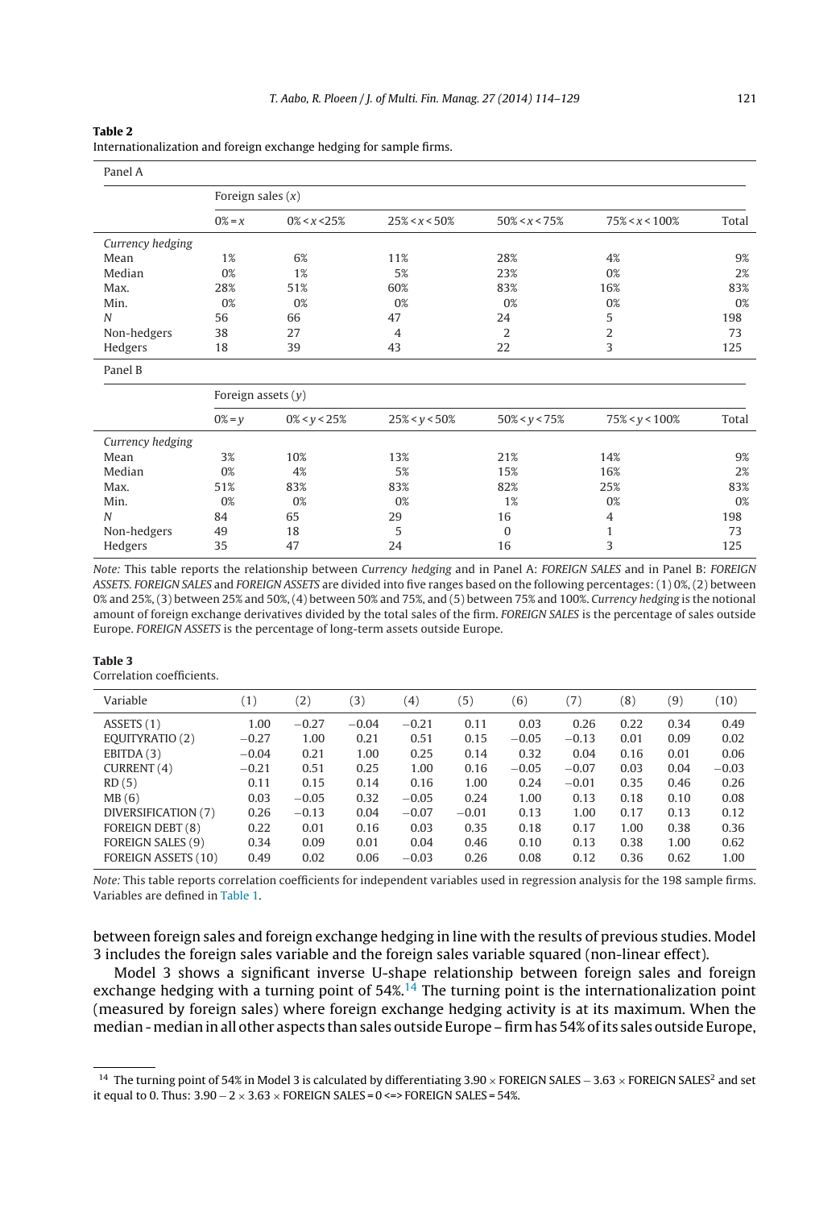**Table 2**

Internationalization and foreign exchange hedging for sample firms.

| Panel A | | | | | | |
|---|---|---|---|---|---|---|
| | Foreign sales ($x$) | | | | | |
| | $0\% = x$ | $0\% < x < 25\%$ | $25\% < x < 50\%$ | $50\% < x < 75\%$ | $75\% < x < 100\%$ | Total |
| *Currency hedging* | | | | | | |
| Mean | 1% | 6% | 11% | 28% | 4% | 9% |
| Median | 0% | 1% | 5% | 23% | 0% | 2% |
| Max. | 28% | 51% | 60% | 83% | 16% | 83% |
| Min. | 0% | 0% | 0% | 0% | 0% | 0% |
| *N* | 56 | 66 | 47 | 24 | 5 | 198 |
| Non-hedgers | 38 | 27 | 4 | 2 | 2 | 73 |
| Hedgers | 18 | 39 | 43 | 22 | 3 | 125 |

| Panel B | | | | | | |
|---|---|---|---|---|---|---|
| | Foreign assets ($y$) | | | | | |
| | $0\% = y$ | $0\% < y < 25\%$ | $25\% < y < 50\%$ | $50\% < y < 75\%$ | $75\% < y < 100\%$ | Total |
| *Currency hedging* | | | | | | |
| Mean | 3% | 10% | 13% | 21% | 14% | 9% |
| Median | 0% | 4% | 5% | 15% | 16% | 2% |
| Max. | 51% | 83% | 83% | 82% | 25% | 83% |
| Min. | 0% | 0% | 0% | 1% | 0% | 0% |
| *N* | 84 | 65 | 29 | 16 | 4 | 198 |
| Non-hedgers | 49 | 18 | 5 | 0 | 1 | 73 |
| Hedgers | 35 | 47 | 24 | 16 | 3 | 125 |

*Note:* This table reports the relationship between *Currency hedging* and in Panel A: *FOREIGN SALES* and in Panel B: *FOREIGN ASSETS*. *FOREIGN SALES* and *FOREIGN ASSETS* are divided into five ranges based on the following percentages: (1) 0%, (2) between 0% and 25%, (3) between 25% and 50%, (4) between 50% and 75%, and (5) between 75% and 100%. *Currency hedging* is the notional amount of foreign exchange derivatives divided by the total sales of the firm. *FOREIGN SALES* is the percentage of sales outside Europe. *FOREIGN ASSETS* is the percentage of long-term assets outside Europe.

**Table 3**

Correlation coefficients.

| Variable | (1) | (2) | (3) | (4) | (5) | (6) | (7) | (8) | (9) | (10) |
|---|---|---|---|---|---|---|---|---|---|---|
| ASSETS (1) | 1.00 | −0.27 | −0.04 | −0.21 | 0.11 | 0.03 | 0.26 | 0.22 | 0.34 | 0.49 |
| EQUITYRATIO (2) | −0.27 | 1.00 | 0.21 | 0.51 | 0.15 | −0.05 | −0.13 | 0.01 | 0.09 | 0.02 |
| EBITDA (3) | −0.04 | 0.21 | 1.00 | 0.25 | 0.14 | 0.32 | 0.04 | 0.16 | 0.01 | 0.06 |
| CURRENT (4) | −0.21 | 0.51 | 0.25 | 1.00 | 0.16 | −0.05 | −0.07 | 0.03 | 0.04 | −0.03 |
| RD (5) | 0.11 | 0.15 | 0.14 | 0.16 | 1.00 | 0.24 | −0.01 | 0.35 | 0.46 | 0.26 |
| MB (6) | 0.03 | −0.05 | 0.32 | −0.05 | 0.24 | 1.00 | 0.13 | 0.18 | 0.10 | 0.08 |
| DIVERSIFICATION (7) | 0.26 | −0.13 | 0.04 | −0.07 | −0.01 | 0.13 | 1.00 | 0.17 | 0.13 | 0.12 |
| FOREIGN DEBT (8) | 0.22 | 0.01 | 0.16 | 0.03 | 0.35 | 0.18 | 0.17 | 1.00 | 0.38 | 0.36 |
| FOREIGN SALES (9) | 0.34 | 0.09 | 0.01 | 0.04 | 0.46 | 0.10 | 0.13 | 0.38 | 1.00 | 0.62 |
| FOREIGN ASSETS (10) | 0.49 | 0.02 | 0.06 | −0.03 | 0.26 | 0.08 | 0.12 | 0.36 | 0.62 | 1.00 |

*Note:* This table reports correlation coefficients for independent variables used in regression analysis for the 198 sample firms. Variables are defined in Table 1.

between foreign sales and foreign exchange hedging in line with the results of previous studies. Model 3 includes the foreign sales variable and the foreign sales variable squared (non-linear effect).

Model 3 shows a significant inverse U-shape relationship between foreign sales and foreign exchange hedging with a turning point of 54%.[14] The turning point is the internationalization point (measured by foreign sales) where foreign exchange hedging activity is at its maximum. When the median - median in all other aspects than sales outside Europe – firm has 54% of its sales outside Europe,

[14] The turning point of 54% in Model 3 is calculated by differentiating $3.90 \times$ FOREIGN SALES $- 3.63 \times$ FOREIGN SALES$^2$ and set it equal to 0. Thus: $3.90 - 2 \times 3.63 \times$ FOREIGN SALES = 0 <=> FOREIGN SALES = 54%.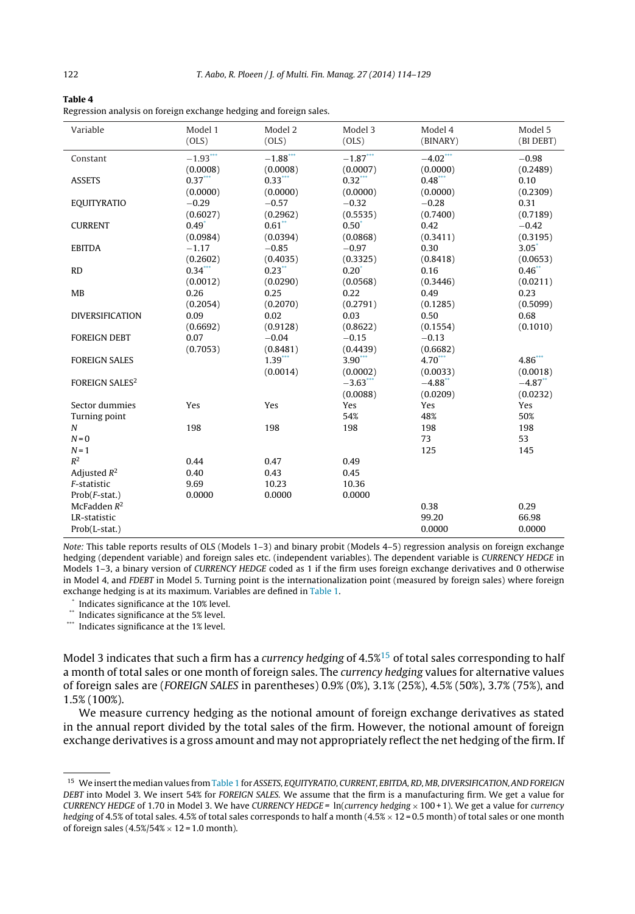**Table 4**

Regression analysis on foreign exchange hedging and foreign sales.

| Variable | Model 1 (OLS) | Model 2 (OLS) | Model 3 (OLS) | Model 4 (BINARY) | Model 5 (BI DEBT) |
|---|---|---|---|---|---|
| Constant | −1.93*** | −1.88*** | −1.87*** | −4.02*** | −0.98 |
| | (0.0008) | (0.0008) | (0.0007) | (0.0000) | (0.2489) |
| ASSETS | 0.37*** | 0.33*** | 0.32*** | 0.48*** | 0.10 |
| | (0.0000) | (0.0000) | (0.0000) | (0.0000) | (0.2309) |
| EQUITYRATIO | −0.29 | −0.57 | −0.32 | −0.28 | 0.31 |
| | (0.6027) | (0.2962) | (0.5535) | (0.7400) | (0.7189) |
| CURRENT | 0.49* | 0.61** | 0.50* | 0.42 | −0.42 |
| | (0.0984) | (0.0394) | (0.0868) | (0.3411) | (0.3195) |
| EBITDA | −1.17 | −0.85 | −0.97 | 0.30 | 3.05* |
| | (0.2602) | (0.4035) | (0.3325) | (0.8418) | (0.0653) |
| RD | 0.34*** | 0.23** | 0.20* | 0.16 | 0.46** |
| | (0.0012) | (0.0290) | (0.0568) | (0.3446) | (0.0211) |
| MB | 0.26 | 0.25 | 0.22 | 0.49 | 0.23 |
| | (0.2054) | (0.2070) | (0.2791) | (0.1285) | (0.5099) |
| DIVERSIFICATION | 0.09 | 0.02 | 0.03 | 0.50 | 0.68 |
| | (0.6692) | (0.9128) | (0.8622) | (0.1554) | (0.1010) |
| FOREIGN DEBT | 0.07 | −0.04 | −0.15 | −0.13 | |
| | (0.7053) | (0.8481) | (0.4439) | (0.6682) | |
| FOREIGN SALES | | 1.39*** | 3.90*** | 4.70*** | 4.86*** |
| | | (0.0014) | (0.0002) | (0.0033) | (0.0018) |
| FOREIGN SALES$^2$ | | | −3.63*** | −4.88** | −4.87** |
| | | | (0.0088) | (0.0209) | (0.0232) |
| Sector dummies | Yes | Yes | Yes | Yes | Yes |
| Turning point | | | 54% | 48% | 50% |
| $N$ | 198 | 198 | 198 | 198 | 198 |
| $N=0$ | | | | 73 | 53 |
| $N=1$ | | | | 125 | 145 |
| $R^2$ | 0.44 | 0.47 | 0.49 | | |
| Adjusted $R^2$ | 0.40 | 0.43 | 0.45 | | |
| $F$-statistic | 9.69 | 10.23 | 10.36 | | |
| Prob($F$-stat.) | 0.0000 | 0.0000 | 0.0000 | | |
| McFadden $R^2$ | | | | 0.38 | 0.29 |
| LR-statistic | | | | 99.20 | 66.98 |
| Prob(L-stat.) | | | | 0.0000 | 0.0000 |

*Note:* This table reports results of OLS (Models 1–3) and binary probit (Models 4–5) regression analysis on foreign exchange hedging (dependent variable) and foreign sales etc. (independent variables). The dependent variable is *CURRENCY HEDGE* in Models 1–3, a binary version of *CURRENCY HEDGE* coded as 1 if the firm uses foreign exchange derivatives and 0 otherwise in Model 4, and *FDEBT* in Model 5. Turning point is the internationalization point (measured by foreign sales) where foreign exchange hedging is at its maximum. Variables are defined in Table 1.

\* Indicates significance at the 10% level.

\*\* Indicates significance at the 5% level.

\*\*\* Indicates significance at the 1% level.

Model 3 indicates that such a firm has a *currency hedging* of 4.5%[15] of total sales corresponding to half a month of total sales or one month of foreign sales. The *currency hedging* values for alternative values of foreign sales are (*FOREIGN SALES* in parentheses) 0.9% (0%), 3.1% (25%), 4.5% (50%), 3.7% (75%), and 1.5% (100%).

We measure currency hedging as the notional amount of foreign exchange derivatives as stated in the annual report divided by the total sales of the firm. However, the notional amount of foreign exchange derivatives is a gross amount and may not appropriately reflect the net hedging of the firm. If

[15] We insert the median values from Table 1 for *ASSETS, EQUITYRATIO, CURRENT, EBITDA, RD, MB, DIVERSIFICATION, AND FOREIGN DEBT* into Model 3. We insert 54% for *FOREIGN SALES*. We assume that the firm is a manufacturing firm. We get a value for *CURRENCY HEDGE* of 1.70 in Model 3. We have *CURRENCY HEDGE* = ln(*currency hedging* × 100 + 1). We get a value for *currency hedging* of 4.5% of total sales. 4.5% of total sales corresponds to half a month (4.5% × 12 = 0.5 month) of total sales or one month of foreign sales (4.5%/54% × 12 = 1.0 month).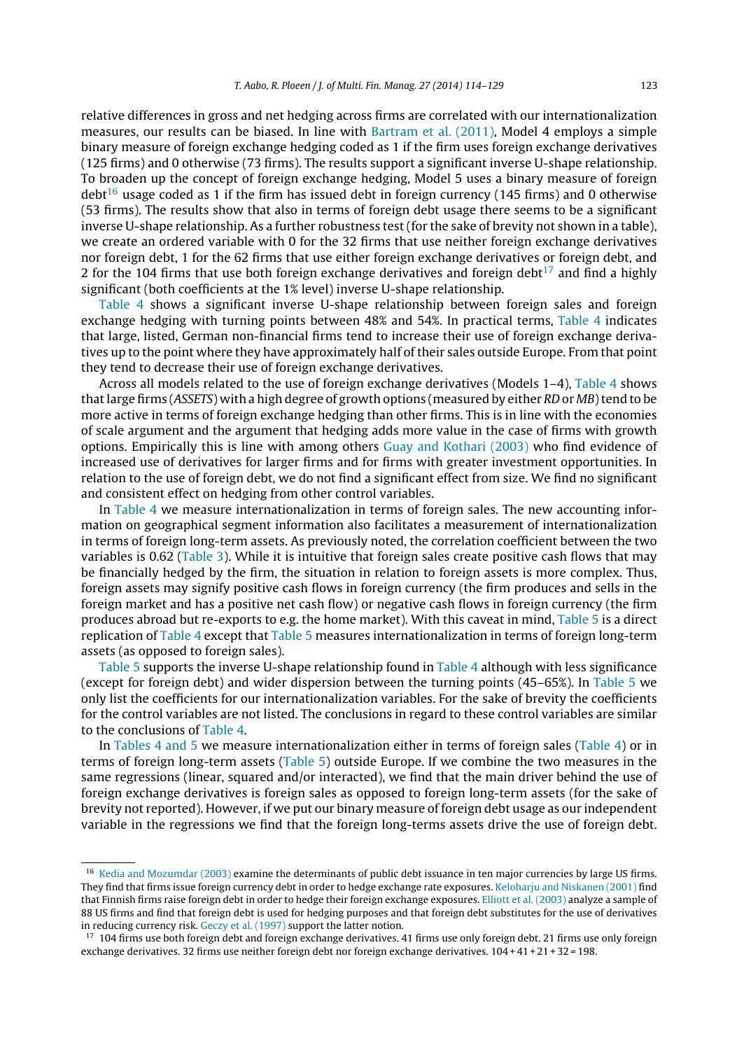relative differences in gross and net hedging across firms are correlated with our internationalization measures, our results can be biased. In line with Bartram et al. (2011), Model 4 employs a simple binary measure of foreign exchange hedging coded as 1 if the firm uses foreign exchange derivatives (125 firms) and 0 otherwise (73 firms). The results support a significant inverse U-shape relationship. To broaden up the concept of foreign exchange hedging, Model 5 uses a binary measure of foreign debt[16] usage coded as 1 if the firm has issued debt in foreign currency (145 firms) and 0 otherwise (53 firms). The results show that also in terms of foreign debt usage there seems to be a significant inverse U-shape relationship. As a further robustness test (for the sake of brevity not shown in a table), we create an ordered variable with 0 for the 32 firms that use neither foreign exchange derivatives nor foreign debt, 1 for the 62 firms that use either foreign exchange derivatives or foreign debt, and 2 for the 104 firms that use both foreign exchange derivatives and foreign debt[17] and find a highly significant (both coefficients at the 1% level) inverse U-shape relationship.

Table 4 shows a significant inverse U-shape relationship between foreign sales and foreign exchange hedging with turning points between 48% and 54%. In practical terms, Table 4 indicates that large, listed, German non-financial firms tend to increase their use of foreign exchange derivatives up to the point where they have approximately half of their sales outside Europe. From that point they tend to decrease their use of foreign exchange derivatives.

Across all models related to the use of foreign exchange derivatives (Models 1–4), Table 4 shows that large firms (*ASSETS*) with a high degree of growth options (measured by either *RD* or *MB*) tend to be more active in terms of foreign exchange hedging than other firms. This is in line with the economies of scale argument and the argument that hedging adds more value in the case of firms with growth options. Empirically this is line with among others Guay and Kothari (2003) who find evidence of increased use of derivatives for larger firms and for firms with greater investment opportunities. In relation to the use of foreign debt, we do not find a significant effect from size. We find no significant and consistent effect on hedging from other control variables.

In Table 4 we measure internationalization in terms of foreign sales. The new accounting information on geographical segment information also facilitates a measurement of internationalization in terms of foreign long-term assets. As previously noted, the correlation coefficient between the two variables is 0.62 (Table 3). While it is intuitive that foreign sales create positive cash flows that may be financially hedged by the firm, the situation in relation to foreign assets is more complex. Thus, foreign assets may signify positive cash flows in foreign currency (the firm produces and sells in the foreign market and has a positive net cash flow) or negative cash flows in foreign currency (the firm produces abroad but re-exports to e.g. the home market). With this caveat in mind, Table 5 is a direct replication of Table 4 except that Table 5 measures internationalization in terms of foreign long-term assets (as opposed to foreign sales).

Table 5 supports the inverse U-shape relationship found in Table 4 although with less significance (except for foreign debt) and wider dispersion between the turning points (45–65%). In Table 5 we only list the coefficients for our internationalization variables. For the sake of brevity the coefficients for the control variables are not listed. The conclusions in regard to these control variables are similar to the conclusions of Table 4.

In Tables 4 and 5 we measure internationalization either in terms of foreign sales (Table 4) or in terms of foreign long-term assets (Table 5) outside Europe. If we combine the two measures in the same regressions (linear, squared and/or interacted), we find that the main driver behind the use of foreign exchange derivatives is foreign sales as opposed to foreign long-term assets (for the sake of brevity not reported). However, if we put our binary measure of foreign debt usage as our independent variable in the regressions we find that the foreign long-terms assets drive the use of foreign debt.

---

[16] Kedia and Mozumdar (2003) examine the determinants of public debt issuance in ten major currencies by large US firms. They find that firms issue foreign currency debt in order to hedge exchange rate exposures. Keloharju and Niskanen (2001) find that Finnish firms raise foreign debt in order to hedge their foreign exchange exposures. Elliott et al. (2003) analyze a sample of 88 US firms and find that foreign debt is used for hedging purposes and that foreign debt substitutes for the use of derivatives in reducing currency risk. Geczy et al. (1997) support the latter notion.

[17] 104 firms use both foreign debt and foreign exchange derivatives. 41 firms use only foreign debt. 21 firms use only foreign exchange derivatives. 32 firms use neither foreign debt nor foreign exchange derivatives. 104 + 41 + 21 + 32 = 198.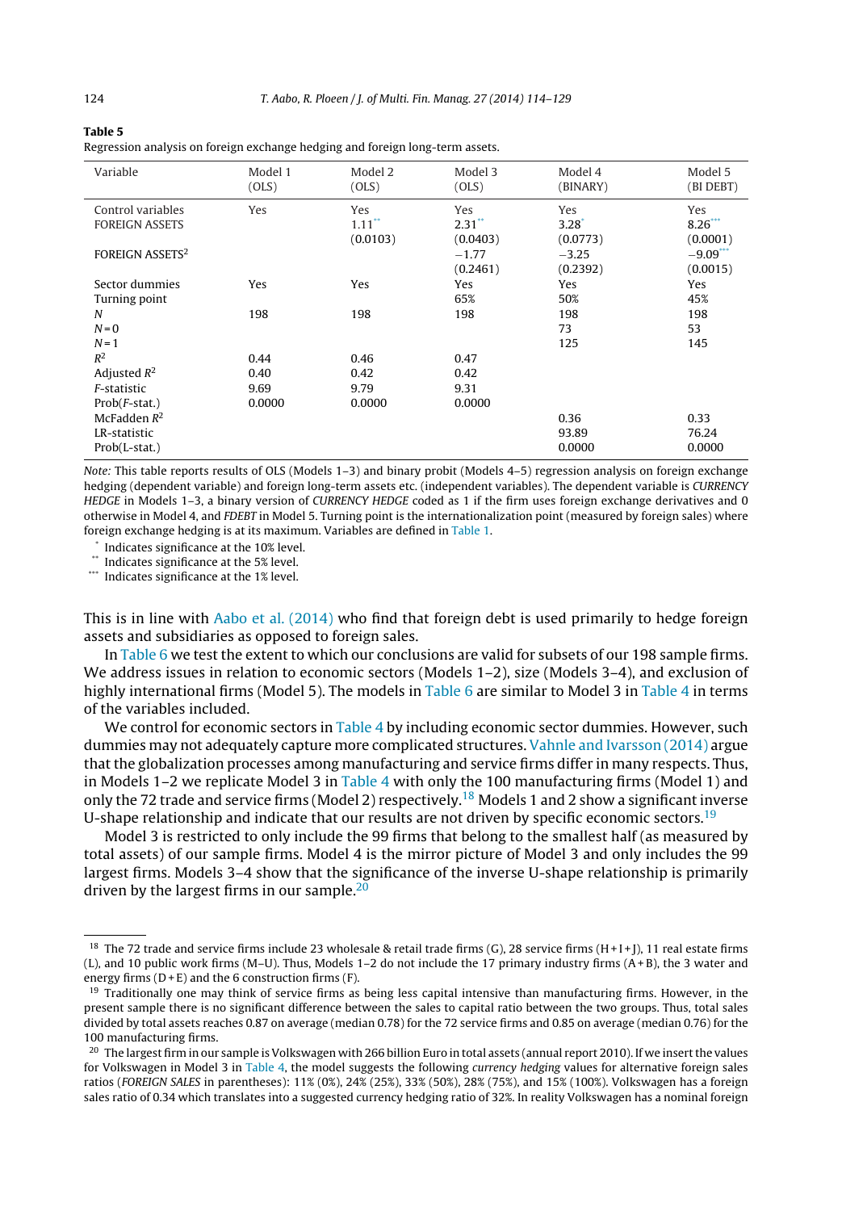**Table 5**

Regression analysis on foreign exchange hedging and foreign long-term assets.

| Variable | Model 1 (OLS) | Model 2 (OLS) | Model 3 (OLS) | Model 4 (BINARY) | Model 5 (BI DEBT) |
|---|---|---|---|---|---|
| Control variables | Yes | Yes | Yes | Yes | Yes |
| FOREIGN ASSETS | | 1.11** | 2.31** | 3.28* | 8.26*** |
| | | (0.0103) | (0.0403) | (0.0773) | (0.0001) |
| FOREIGN ASSETS$^2$ | | | −1.77 | −3.25 | −9.09*** |
| | | | (0.2461) | (0.2392) | (0.0015) |
| Sector dummies | Yes | Yes | Yes | Yes | Yes |
| Turning point | | | 65% | 50% | 45% |
| *N* | 198 | 198 | 198 | 198 | 198 |
| *N* = 0 | | | | 73 | 53 |
| *N* = 1 | | | | 125 | 145 |
| $R^2$ | 0.44 | 0.46 | 0.47 | | |
| Adjusted $R^2$ | 0.40 | 0.42 | 0.42 | | |
| *F*-statistic | 9.69 | 9.79 | 9.31 | | |
| Prob(*F*-stat.) | 0.0000 | 0.0000 | 0.0000 | | |
| McFadden $R^2$ | | | | 0.36 | 0.33 |
| LR-statistic | | | | 93.89 | 76.24 |
| Prob(L-stat.) | | | | 0.0000 | 0.0000 |

*Note:* This table reports results of OLS (Models 1–3) and binary probit (Models 4–5) regression analysis on foreign exchange hedging (dependent variable) and foreign long-term assets etc. (independent variables). The dependent variable is *CURRENCY HEDGE* in Models 1–3, a binary version of *CURRENCY HEDGE* coded as 1 if the firm uses foreign exchange derivatives and 0 otherwise in Model 4, and *FDEBT* in Model 5. Turning point is the internationalization point (measured by foreign sales) where foreign exchange hedging is at its maximum. Variables are defined in Table 1.

\* Indicates significance at the 10% level.

\*\* Indicates significance at the 5% level.

\*\*\* Indicates significance at the 1% level.

This is in line with Aabo et al. (2014) who find that foreign debt is used primarily to hedge foreign assets and subsidiaries as opposed to foreign sales.

In Table 6 we test the extent to which our conclusions are valid for subsets of our 198 sample firms. We address issues in relation to economic sectors (Models 1–2), size (Models 3–4), and exclusion of highly international firms (Model 5). The models in Table 6 are similar to Model 3 in Table 4 in terms of the variables included.

We control for economic sectors in Table 4 by including economic sector dummies. However, such dummies may not adequately capture more complicated structures. Vahnle and Ivarsson (2014) argue that the globalization processes among manufacturing and service firms differ in many respects. Thus, in Models 1–2 we replicate Model 3 in Table 4 with only the 100 manufacturing firms (Model 1) and only the 72 trade and service firms (Model 2) respectively.[18] Models 1 and 2 show a significant inverse U-shape relationship and indicate that our results are not driven by specific economic sectors.[19]

Model 3 is restricted to only include the 99 firms that belong to the smallest half (as measured by total assets) of our sample firms. Model 4 is the mirror picture of Model 3 and only includes the 99 largest firms. Models 3–4 show that the significance of the inverse U-shape relationship is primarily driven by the largest firms in our sample.[20]

[18] The 72 trade and service firms include 23 wholesale & retail trade firms (G), 28 service firms (H + I + J), 11 real estate firms (L), and 10 public work firms (M–U). Thus, Models 1–2 do not include the 17 primary industry firms (A + B), the 3 water and energy firms (D + E) and the 6 construction firms (F).

[19] Traditionally one may think of service firms as being less capital intensive than manufacturing firms. However, in the present sample there is no significant difference between the sales to capital ratio between the two groups. Thus, total sales divided by total assets reaches 0.87 on average (median 0.78) for the 72 service firms and 0.85 on average (median 0.76) for the 100 manufacturing firms.

[20] The largest firm in our sample is Volkswagen with 266 billion Euro in total assets (annual report 2010). If we insert the values for Volkswagen in Model 3 in Table 4, the model suggests the following *currency hedging* values for alternative foreign sales ratios (*FOREIGN SALES* in parentheses): 11% (0%), 24% (25%), 33% (50%), 28% (75%), and 15% (100%). Volkswagen has a foreign sales ratio of 0.34 which translates into a suggested currency hedging ratio of 32%. In reality Volkswagen has a nominal foreign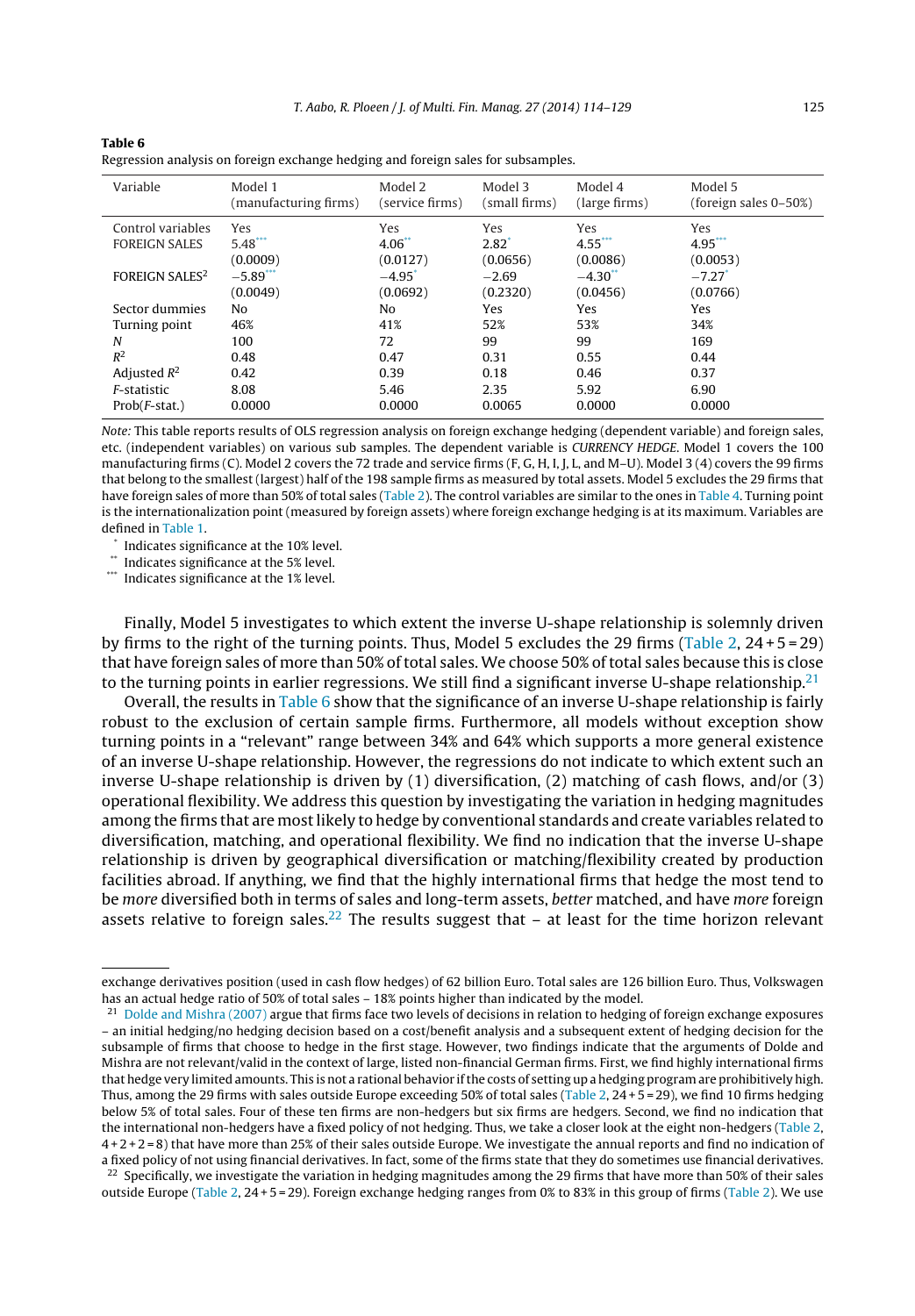**Table 6**
Regression analysis on foreign exchange hedging and foreign sales for subsamples.

| Variable | Model 1 (manufacturing firms) | Model 2 (service firms) | Model 3 (small firms) | Model 4 (large firms) | Model 5 (foreign sales 0–50%) |
|---|---|---|---|---|---|
| Control variables | Yes | Yes | Yes | Yes | Yes |
| FOREIGN SALES | 5.48*** | 4.06** | 2.82* | 4.55*** | 4.95*** |
| | (0.0009) | (0.0127) | (0.0656) | (0.0086) | (0.0053) |
| FOREIGN SALES$^2$ | −5.89*** | −4.95* | −2.69 | −4.30** | −7.27* |
| | (0.0049) | (0.0692) | (0.2320) | (0.0456) | (0.0766) |
| Sector dummies | No | No | Yes | Yes | Yes |
| Turning point | 46% | 41% | 52% | 53% | 34% |
| *N* | 100 | 72 | 99 | 99 | 169 |
| $R^2$ | 0.48 | 0.47 | 0.31 | 0.55 | 0.44 |
| Adjusted $R^2$ | 0.42 | 0.39 | 0.18 | 0.46 | 0.37 |
| *F*-statistic | 8.08 | 5.46 | 2.35 | 5.92 | 6.90 |
| Prob(*F*-stat.) | 0.0000 | 0.0000 | 0.0065 | 0.0000 | 0.0000 |

*Note:* This table reports results of OLS regression analysis on foreign exchange hedging (dependent variable) and foreign sales, etc. (independent variables) on various sub samples. The dependent variable is *CURRENCY HEDGE*. Model 1 covers the 100 manufacturing firms (C). Model 2 covers the 72 trade and service firms (F, G, H, I, J, L, and M–U). Model 3 (4) covers the 99 firms that belong to the smallest (largest) half of the 198 sample firms as measured by total assets. Model 5 excludes the 29 firms that have foreign sales of more than 50% of total sales (Table 2). The control variables are similar to the ones in Table 4. Turning point is the internationalization point (measured by foreign assets) where foreign exchange hedging is at its maximum. Variables are defined in Table 1.

\* Indicates significance at the 10% level.
\*\* Indicates significance at the 5% level.
\*\*\* Indicates significance at the 1% level.

Finally, Model 5 investigates to which extent the inverse U-shape relationship is solemnly driven by firms to the right of the turning points. Thus, Model 5 excludes the 29 firms (Table 2, 24 + 5 = 29) that have foreign sales of more than 50% of total sales. We choose 50% of total sales because this is close to the turning points in earlier regressions. We still find a significant inverse U-shape relationship.[21]

Overall, the results in Table 6 show that the significance of an inverse U-shape relationship is fairly robust to the exclusion of certain sample firms. Furthermore, all models without exception show turning points in a "relevant" range between 34% and 64% which supports a more general existence of an inverse U-shape relationship. However, the regressions do not indicate to which extent such an inverse U-shape relationship is driven by (1) diversification, (2) matching of cash flows, and/or (3) operational flexibility. We address this question by investigating the variation in hedging magnitudes among the firms that are most likely to hedge by conventional standards and create variables related to diversification, matching, and operational flexibility. We find no indication that the inverse U-shape relationship is driven by geographical diversification or matching/flexibility created by production facilities abroad. If anything, we find that the highly international firms that hedge the most tend to be *more* diversified both in terms of sales and long-term assets, *better* matched, and have *more* foreign assets relative to foreign sales.[22] The results suggest that – at least for the time horizon relevant

exchange derivatives position (used in cash flow hedges) of 62 billion Euro. Total sales are 126 billion Euro. Thus, Volkswagen has an actual hedge ratio of 50% of total sales – 18% points higher than indicated by the model.

[21] Dolde and Mishra (2007) argue that firms face two levels of decisions in relation to hedging of foreign exchange exposures – an initial hedging/no hedging decision based on a cost/benefit analysis and a subsequent extent of hedging decision for the subsample of firms that choose to hedge in the first stage. However, two findings indicate that the arguments of Dolde and Mishra are not relevant/valid in the context of large, listed non-financial German firms. First, we find highly international firms that hedge very limited amounts. This is not a rational behavior if the costs of setting up a hedging program are prohibitively high. Thus, among the 29 firms with sales outside Europe exceeding 50% of total sales (Table 2, 24 + 5 = 29), we find 10 firms hedging below 5% of total sales. Four of these ten firms are non-hedgers but six firms are hedgers. Second, we find no indication that the international non-hedgers have a fixed policy of not hedging. Thus, we take a closer look at the eight non-hedgers (Table 2, 4 + 2 + 2 = 8) that have more than 25% of their sales outside Europe. We investigate the annual reports and find no indication of a fixed policy of not using financial derivatives. In fact, some of the firms state that they do sometimes use financial derivatives.

[22] Specifically, we investigate the variation in hedging magnitudes among the 29 firms that have more than 50% of their sales outside Europe (Table 2, 24 + 5 = 29). Foreign exchange hedging ranges from 0% to 83% in this group of firms (Table 2). We use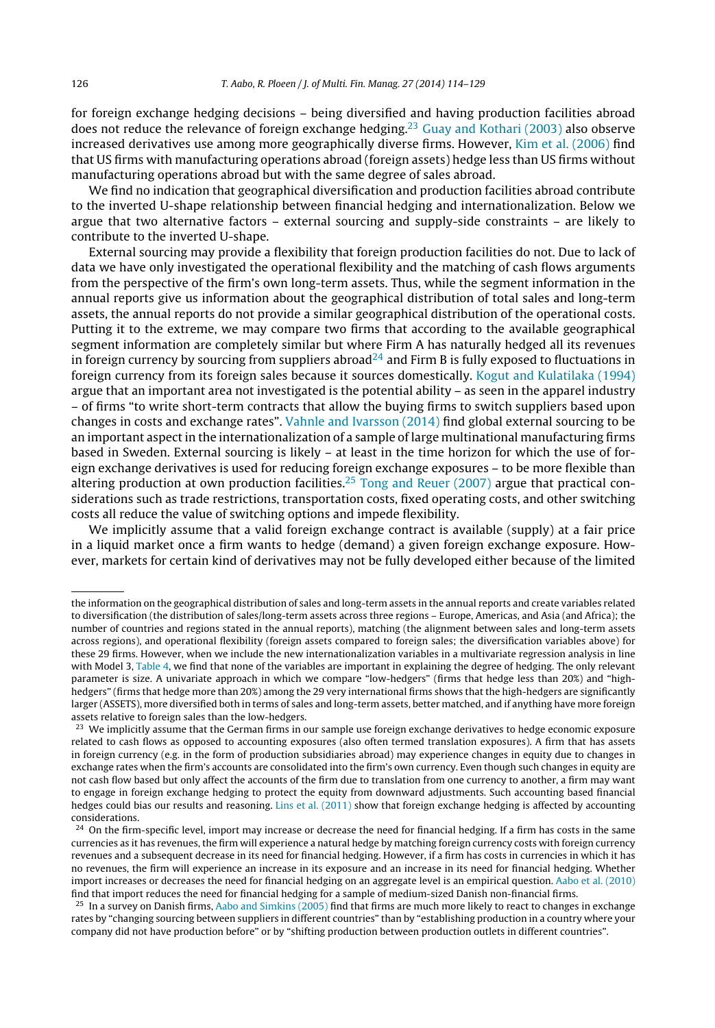for foreign exchange hedging decisions – being diversified and having production facilities abroad does not reduce the relevance of foreign exchange hedging.[23] Guay and Kothari (2003) also observe increased derivatives use among more geographically diverse firms. However, Kim et al. (2006) find that US firms with manufacturing operations abroad (foreign assets) hedge less than US firms without manufacturing operations abroad but with the same degree of sales abroad.

We find no indication that geographical diversification and production facilities abroad contribute to the inverted U-shape relationship between financial hedging and internationalization. Below we argue that two alternative factors – external sourcing and supply-side constraints – are likely to contribute to the inverted U-shape.

External sourcing may provide a flexibility that foreign production facilities do not. Due to lack of data we have only investigated the operational flexibility and the matching of cash flows arguments from the perspective of the firm's own long-term assets. Thus, while the segment information in the annual reports give us information about the geographical distribution of total sales and long-term assets, the annual reports do not provide a similar geographical distribution of the operational costs. Putting it to the extreme, we may compare two firms that according to the available geographical segment information are completely similar but where Firm A has naturally hedged all its revenues in foreign currency by sourcing from suppliers abroad[24] and Firm B is fully exposed to fluctuations in foreign currency from its foreign sales because it sources domestically. Kogut and Kulatilaka (1994) argue that an important area not investigated is the potential ability – as seen in the apparel industry – of firms "to write short-term contracts that allow the buying firms to switch suppliers based upon changes in costs and exchange rates". Vahnle and Ivarsson (2014) find global external sourcing to be an important aspect in the internationalization of a sample of large multinational manufacturing firms based in Sweden. External sourcing is likely – at least in the time horizon for which the use of foreign exchange derivatives is used for reducing foreign exchange exposures – to be more flexible than altering production at own production facilities.[25] Tong and Reuer (2007) argue that practical considerations such as trade restrictions, transportation costs, fixed operating costs, and other switching costs all reduce the value of switching options and impede flexibility.

We implicitly assume that a valid foreign exchange contract is available (supply) at a fair price in a liquid market once a firm wants to hedge (demand) a given foreign exchange exposure. However, markets for certain kind of derivatives may not be fully developed either because of the limited

---

the information on the geographical distribution of sales and long-term assets in the annual reports and create variables related to diversification (the distribution of sales/long-term assets across three regions – Europe, Americas, and Asia (and Africa); the number of countries and regions stated in the annual reports), matching (the alignment between sales and long-term assets across regions), and operational flexibility (foreign assets compared to foreign sales; the diversification variables above) for these 29 firms. However, when we include the new internationalization variables in a multivariate regression analysis in line with Model 3, Table 4, we find that none of the variables are important in explaining the degree of hedging. The only relevant parameter is size. A univariate approach in which we compare "low-hedgers" (firms that hedge less than 20%) and "high-hedgers" (firms that hedge more than 20%) among the 29 very international firms shows that the high-hedgers are significantly larger (ASSETS), more diversified both in terms of sales and long-term assets, better matched, and if anything have more foreign assets relative to foreign sales than the low-hedgers.

[23] We implicitly assume that the German firms in our sample use foreign exchange derivatives to hedge economic exposure related to cash flows as opposed to accounting exposures (also often termed translation exposures). A firm that has assets in foreign currency (e.g. in the form of production subsidiaries abroad) may experience changes in equity due to changes in exchange rates when the firm's accounts are consolidated into the firm's own currency. Even though such changes in equity are not cash flow based but only affect the accounts of the firm due to translation from one currency to another, a firm may want to engage in foreign exchange hedging to protect the equity from downward adjustments. Such accounting based financial hedges could bias our results and reasoning. Lins et al. (2011) show that foreign exchange hedging is affected by accounting considerations.

[24] On the firm-specific level, import may increase or decrease the need for financial hedging. If a firm has costs in the same currencies as it has revenues, the firm will experience a natural hedge by matching foreign currency costs with foreign currency revenues and a subsequent decrease in its need for financial hedging. However, if a firm has costs in currencies in which it has no revenues, the firm will experience an increase in its exposure and an increase in its need for financial hedging. Whether import increases or decreases the need for financial hedging on an aggregate level is an empirical question. Aabo et al. (2010) find that import reduces the need for financial hedging for a sample of medium-sized Danish non-financial firms.

[25] In a survey on Danish firms, Aabo and Simkins (2005) find that firms are much more likely to react to changes in exchange rates by "changing sourcing between suppliers in different countries" than by "establishing production in a country where your company did not have production before" or by "shifting production between production outlets in different countries".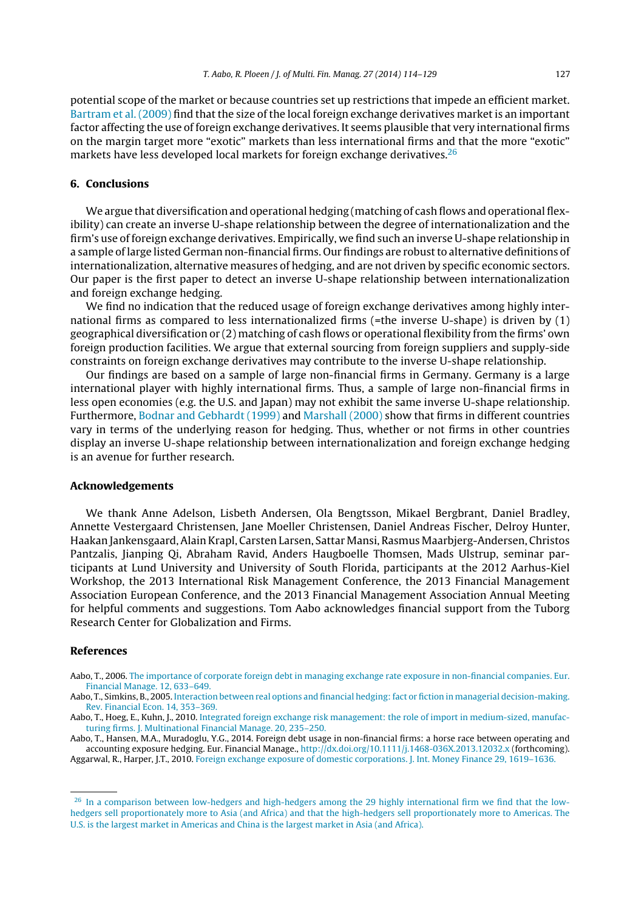potential scope of the market or because countries set up restrictions that impede an efficient market. Bartram et al. (2009) find that the size of the local foreign exchange derivatives market is an important factor affecting the use of foreign exchange derivatives. It seems plausible that very international firms on the margin target more "exotic" markets than less international firms and that the more "exotic" markets have less developed local markets for foreign exchange derivatives.[26]

## 6. Conclusions

We argue that diversification and operational hedging (matching of cash flows and operational flexibility) can create an inverse U-shape relationship between the degree of internationalization and the firm's use of foreign exchange derivatives. Empirically, we find such an inverse U-shape relationship in a sample of large listed German non-financial firms. Our findings are robust to alternative definitions of internationalization, alternative measures of hedging, and are not driven by specific economic sectors. Our paper is the first paper to detect an inverse U-shape relationship between internationalization and foreign exchange hedging.

We find no indication that the reduced usage of foreign exchange derivatives among highly international firms as compared to less internationalized firms (=the inverse U-shape) is driven by (1) geographical diversification or (2) matching of cash flows or operational flexibility from the firms' own foreign production facilities. We argue that external sourcing from foreign suppliers and supply-side constraints on foreign exchange derivatives may contribute to the inverse U-shape relationship.

Our findings are based on a sample of large non-financial firms in Germany. Germany is a large international player with highly international firms. Thus, a sample of large non-financial firms in less open economies (e.g. the U.S. and Japan) may not exhibit the same inverse U-shape relationship. Furthermore, Bodnar and Gebhardt (1999) and Marshall (2000) show that firms in different countries vary in terms of the underlying reason for hedging. Thus, whether or not firms in other countries display an inverse U-shape relationship between internationalization and foreign exchange hedging is an avenue for further research.

## Acknowledgements

We thank Anne Adelson, Lisbeth Andersen, Ola Bengtsson, Mikael Bergbrant, Daniel Bradley, Annette Vestergaard Christensen, Jane Moeller Christensen, Daniel Andreas Fischer, Delroy Hunter, Haakan Jankensgaard, Alain Krapl, Carsten Larsen, Sattar Mansi, Rasmus Maarbjerg-Andersen, Christos Pantzalis, Jianping Qi, Abraham Ravid, Anders Haugboelle Thomsen, Mads Ulstrup, seminar participants at Lund University and University of South Florida, participants at the 2012 Aarhus-Kiel Workshop, the 2013 International Risk Management Conference, the 2013 Financial Management Association European Conference, and the 2013 Financial Management Association Annual Meeting for helpful comments and suggestions. Tom Aabo acknowledges financial support from the Tuborg Research Center for Globalization and Firms.

## References

Aabo, T., 2006. The importance of corporate foreign debt in managing exchange rate exposure in non-financial companies. Eur. Financial Manage. 12, 633–649.

Aabo, T., Simkins, B., 2005. Interaction between real options and financial hedging: fact or fiction in managerial decision-making. Rev. Financial Econ. 14, 353–369.

Aabo, T., Hoeg, E., Kuhn, J., 2010. Integrated foreign exchange risk management: the role of import in medium-sized, manufacturing firms. J. Multinational Financial Manage. 20, 235–250.

Aabo, T., Hansen, M.A., Muradoglu, Y.G., 2014. Foreign debt usage in non-financial firms: a horse race between operating and accounting exposure hedging. Eur. Financial Manage., http://dx.doi.org/10.1111/j.1468-036X.2013.12032.x (forthcoming).

Aggarwal, R., Harper, J.T., 2010. Foreign exchange exposure of domestic corporations. J. Int. Money Finance 29, 1619–1636.

---

[26] In a comparison between low-hedgers and high-hedgers among the 29 highly international firm we find that the low-hedgers sell proportionately more to Asia (and Africa) and that the high-hedgers sell proportionately more to Americas. The U.S. is the largest market in Americas and China is the largest market in Asia (and Africa).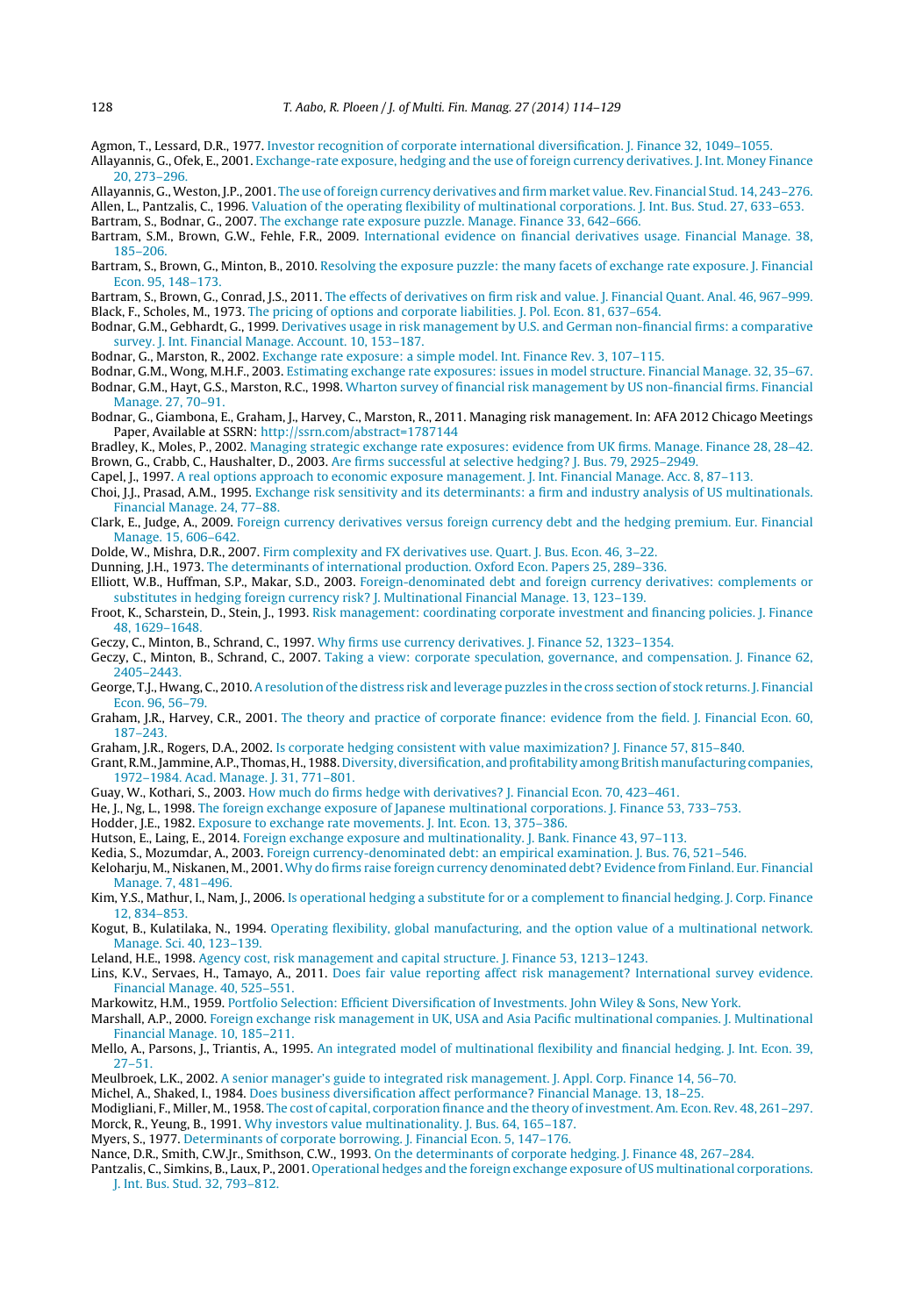Agmon, T., Lessard, D.R., 1977. Investor recognition of corporate international diversification. J. Finance 32, 1049–1055.

Allayannis, G., Ofek, E., 2001. Exchange-rate exposure, hedging and the use of foreign currency derivatives. J. Int. Money Finance 20, 273–296.

Allayannis, G., Weston, J.P., 2001. The use of foreign currency derivatives and firm market value. Rev. Financial Stud. 14, 243–276.

Allen, L., Pantzalis, C., 1996. Valuation of the operating flexibility of multinational corporations. J. Int. Bus. Stud. 27, 633–653.

Bartram, S., Bodnar, G., 2007. The exchange rate exposure puzzle. Manage. Finance 33, 642–666.

Bartram, S.M., Brown, G.W., Fehle, F.R., 2009. International evidence on financial derivatives usage. Financial Manage. 38, 185–206.

Bartram, S., Brown, G., Minton, B., 2010. Resolving the exposure puzzle: the many facets of exchange rate exposure. J. Financial Econ. 95, 148–173.

Bartram, S., Brown, G., Conrad, J.S., 2011. The effects of derivatives on firm risk and value. J. Financial Quant. Anal. 46, 967–999.

Black, F., Scholes, M., 1973. The pricing of options and corporate liabilities. J. Pol. Econ. 81, 637–654.

Bodnar, G.M., Gebhardt, G., 1999. Derivatives usage in risk management by U.S. and German non-financial firms: a comparative survey. J. Int. Financial Manage. Account. 10, 153–187.

Bodnar, G., Marston, R., 2002. Exchange rate exposure: a simple model. Int. Finance Rev. 3, 107–115.

Bodnar, G.M., Wong, M.H.F., 2003. Estimating exchange rate exposures: issues in model structure. Financial Manage. 32, 35–67.

Bodnar, G.M., Hayt, G.S., Marston, R.C., 1998. Wharton survey of financial risk management by US non-financial firms. Financial Manage. 27, 70–91.

Bodnar, G., Giambona, E., Graham, J., Harvey, C., Marston, R., 2011. Managing risk management. In: AFA 2012 Chicago Meetings Paper, Available at SSRN: http://ssrn.com/abstract=1787144

Bradley, K., Moles, P., 2002. Managing strategic exchange rate exposures: evidence from UK firms. Manage. Finance 28, 28–42.

Brown, G., Crabb, C., Haushalter, D., 2003. Are firms successful at selective hedging? J. Bus. 79, 2925–2949.

Capel, J., 1997. A real options approach to economic exposure management. J. Int. Financial Manage. Acc. 8, 87–113.

Choi, J.J., Prasad, A.M., 1995. Exchange risk sensitivity and its determinants: a firm and industry analysis of US multinationals. Financial Manage. 24, 77–88.

Clark, E., Judge, A., 2009. Foreign currency derivatives versus foreign currency debt and the hedging premium. Eur. Financial Manage. 15, 606–642.

Dolde, W., Mishra, D.R., 2007. Firm complexity and FX derivatives use. Quart. J. Bus. Econ. 46, 3–22.

Dunning, J.H., 1973. The determinants of international production. Oxford Econ. Papers 25, 289–336.

Elliott, W.B., Huffman, S.P., Makar, S.D., 2003. Foreign-denominated debt and foreign currency derivatives: complements or substitutes in hedging foreign currency risk? J. Multinational Financial Manage. 13, 123–139.

Froot, K., Scharstein, D., Stein, J., 1993. Risk management: coordinating corporate investment and financing policies. J. Finance 48, 1629–1648.

Geczy, C., Minton, B., Schrand, C., 1997. Why firms use currency derivatives. J. Finance 52, 1323–1354.

Geczy, C., Minton, B., Schrand, C., 2007. Taking a view: corporate speculation, governance, and compensation. J. Finance 62, 2405–2443.

George, T.J., Hwang, C., 2010. A resolution of the distress risk and leverage puzzles in the cross section of stock returns. J. Financial Econ. 96, 56–79.

Graham, J.R., Harvey, C.R., 2001. The theory and practice of corporate finance: evidence from the field. J. Financial Econ. 60, 187–243.

Graham, J.R., Rogers, D.A., 2002. Is corporate hedging consistent with value maximization? J. Finance 57, 815–840.

Grant, R.M., Jammine, A.P., Thomas, H., 1988. Diversity, diversification, and profitability among British manufacturing companies, 1972–1984. Acad. Manage. J. 31, 771–801.

Guay, W., Kothari, S., 2003. How much do firms hedge with derivatives? J. Financial Econ. 70, 423–461.

He, J., Ng, L., 1998. The foreign exchange exposure of Japanese multinational corporations. J. Finance 53, 733–753.

Hodder, J.E., 1982. Exposure to exchange rate movements. J. Int. Econ. 13, 375–386.

Hutson, E., Laing, E., 2014. Foreign exchange exposure and multinationality. J. Bank. Finance 43, 97–113.

Kedia, S., Mozumdar, A., 2003. Foreign currency-denominated debt: an empirical examination. J. Bus. 76, 521–546.

Keloharju, M., Niskanen, M., 2001. Why do firms raise foreign currency denominated debt? Evidence from Finland. Eur. Financial Manage. 7, 481–496.

Kim, Y.S., Mathur, I., Nam, J., 2006. Is operational hedging a substitute for or a complement to financial hedging. J. Corp. Finance 12, 834–853.

Kogut, B., Kulatilaka, N., 1994. Operating flexibility, global manufacturing, and the option value of a multinational network. Manage. Sci. 40, 123–139.

Leland, H.E., 1998. Agency cost, risk management and capital structure. J. Finance 53, 1213–1243.

Lins, K.V., Servaes, H., Tamayo, A., 2011. Does fair value reporting affect risk management? International survey evidence. Financial Manage. 40, 525–551.

Markowitz, H.M., 1959. Portfolio Selection: Efficient Diversification of Investments. John Wiley & Sons, New York.

Marshall, A.P., 2000. Foreign exchange risk management in UK, USA and Asia Pacific multinational companies. J. Multinational Financial Manage. 10, 185–211.

Mello, A., Parsons, J., Triantis, A., 1995. An integrated model of multinational flexibility and financial hedging. J. Int. Econ. 39, 27–51.

Meulbroek, L.K., 2002. A senior manager's guide to integrated risk management. J. Appl. Corp. Finance 14, 56–70.

Michel, A., Shaked, I., 1984. Does business diversification affect performance? Financial Manage. 13, 18–25.

Modigliani, F., Miller, M., 1958. The cost of capital, corporation finance and the theory of investment. Am. Econ. Rev. 48, 261–297.

Morck, R., Yeung, B., 1991. Why investors value multinationality. J. Bus. 64, 165–187.

Myers, S., 1977. Determinants of corporate borrowing. J. Financial Econ. 5, 147–176.

Nance, D.R., Smith, C.W.Jr., Smithson, C.W., 1993. On the determinants of corporate hedging. J. Finance 48, 267–284.

Pantzalis, C., Simkins, B., Laux, P., 2001. Operational hedges and the foreign exchange exposure of US multinational corporations. J. Int. Bus. Stud. 32, 793–812.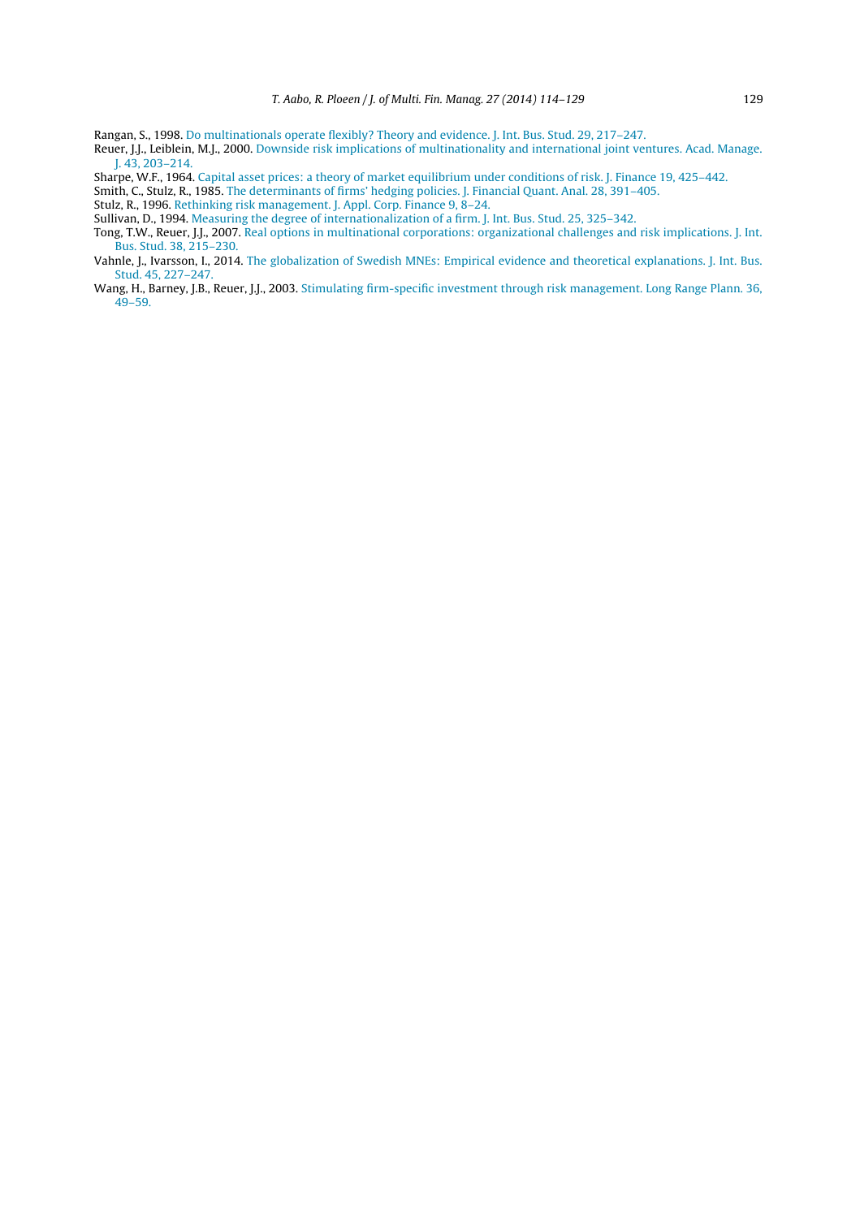Rangan, S., 1998. Do multinationals operate flexibly? Theory and evidence. J. Int. Bus. Stud. 29, 217–247.

Reuer, J.J., Leiblein, M.J., 2000. Downside risk implications of multinationality and international joint ventures. Acad. Manage. J. 43, 203–214.

Sharpe, W.F., 1964. Capital asset prices: a theory of market equilibrium under conditions of risk. J. Finance 19, 425–442.

Smith, C., Stulz, R., 1985. The determinants of firms' hedging policies. J. Financial Quant. Anal. 28, 391–405.

Stulz, R., 1996. Rethinking risk management. J. Appl. Corp. Finance 9, 8–24.

Sullivan, D., 1994. Measuring the degree of internationalization of a firm. J. Int. Bus. Stud. 25, 325–342.

Tong, T.W., Reuer, J.J., 2007. Real options in multinational corporations: organizational challenges and risk implications. J. Int. Bus. Stud. 38, 215–230.

Vahnle, J., Ivarsson, I., 2014. The globalization of Swedish MNEs: Empirical evidence and theoretical explanations. J. Int. Bus. Stud. 45, 227–247.

Wang, H., Barney, J.B., Reuer, J.J., 2003. Stimulating firm-specific investment through risk management. Long Range Plann. 36, 49–59.